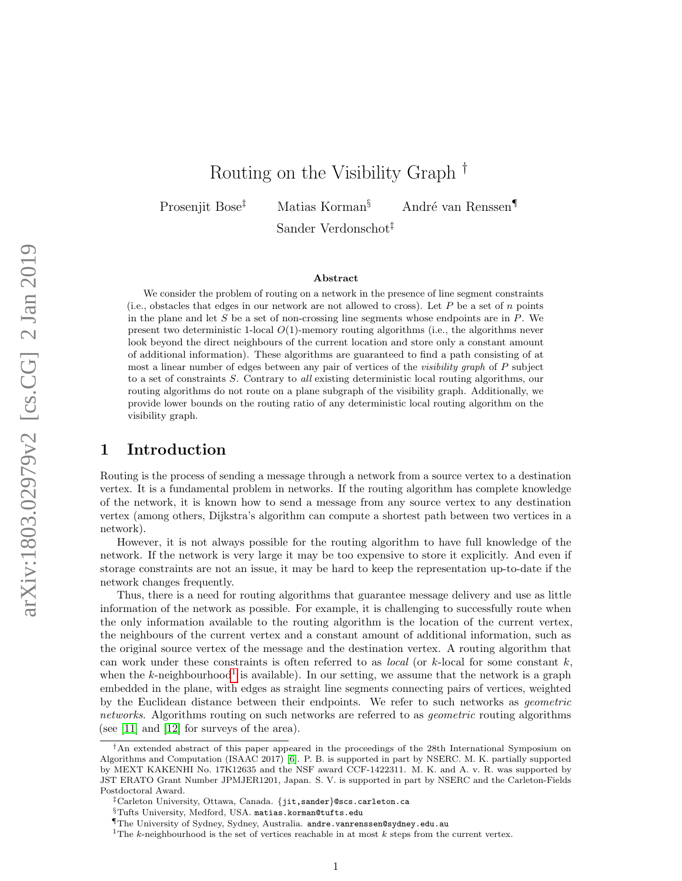# Routing on the Visibility Graph [†]

Prosenjit Bose[‡] Matias Korman[§] André van Renssen[¶]

Sander Verdonschot[‡]

**Abstract**

We consider the problem of routing on a network in the presence of line segment constraints (i.e., obstacles that edges in our network are not allowed to cross). Let $P$ be a set of $n$ points in the plane and let $S$ be a set of non-crossing line segments whose endpoints are in $P$. We present two deterministic 1-local $O(1)$-memory routing algorithms (i.e., the algorithms never look beyond the direct neighbours of the current location and store only a constant amount of additional information). These algorithms are guaranteed to find a path consisting of at most a linear number of edges between any pair of vertices of the *visibility graph* of $P$ subject to a set of constraints $S$. Contrary to *all* existing deterministic local routing algorithms, our routing algorithms do not route on a plane subgraph of the visibility graph. Additionally, we provide lower bounds on the routing ratio of any deterministic local routing algorithm on the visibility graph.

## 1 Introduction

Routing is the process of sending a message through a network from a source vertex to a destination vertex. It is a fundamental problem in networks. If the routing algorithm has complete knowledge of the network, it is known how to send a message from any source vertex to any destination vertex (among others, Dijkstra's algorithm can compute a shortest path between two vertices in a network).

However, it is not always possible for the routing algorithm to have full knowledge of the network. If the network is very large it may be too expensive to store it explicitly. And even if storage constraints are not an issue, it may be hard to keep the representation up-to-date if the network changes frequently.

Thus, there is a need for routing algorithms that guarantee message delivery and use as little information of the network as possible. For example, it is challenging to successfully route when the only information available to the routing algorithm is the location of the current vertex, the neighbours of the current vertex and a constant amount of additional information, such as the original source vertex of the message and the destination vertex. A routing algorithm that can work under these constraints is often referred to as *local* (or $k$-local for some constant $k$, when the $k$-neighbourhood[1] is available). In our setting, we assume that the network is a graph embedded in the plane, with edges as straight line segments connecting pairs of vertices, weighted by the Euclidean distance between their endpoints. We refer to such networks as *geometric networks*. Algorithms routing on such networks are referred to as *geometric* routing algorithms (see [11] and [12] for surveys of the area).

---

[†] An extended abstract of this paper appeared in the proceedings of the 28th International Symposium on Algorithms and Computation (ISAAC 2017) [6]. P. B. is supported in part by NSERC. M. K. partially supported by MEXT KAKENHI No. 17K12635 and the NSF award CCF-1422311. M. K. and A. v. R. was supported by JST ERATO Grant Number JPMJER1201, Japan. S. V. is supported in part by NSERC and the Carleton-Fields Postdoctoral Award.

[‡] Carleton University, Ottawa, Canada. {jit,sander}@scs.carleton.ca

[§] Tufts University, Medford, USA. matias.korman@tufts.edu

[¶] The University of Sydney, Sydney, Australia. andre.vanrenssen@sydney.edu.au

[1] The $k$-neighbourhood is the set of vertices reachable in at most $k$ steps from the current vertex.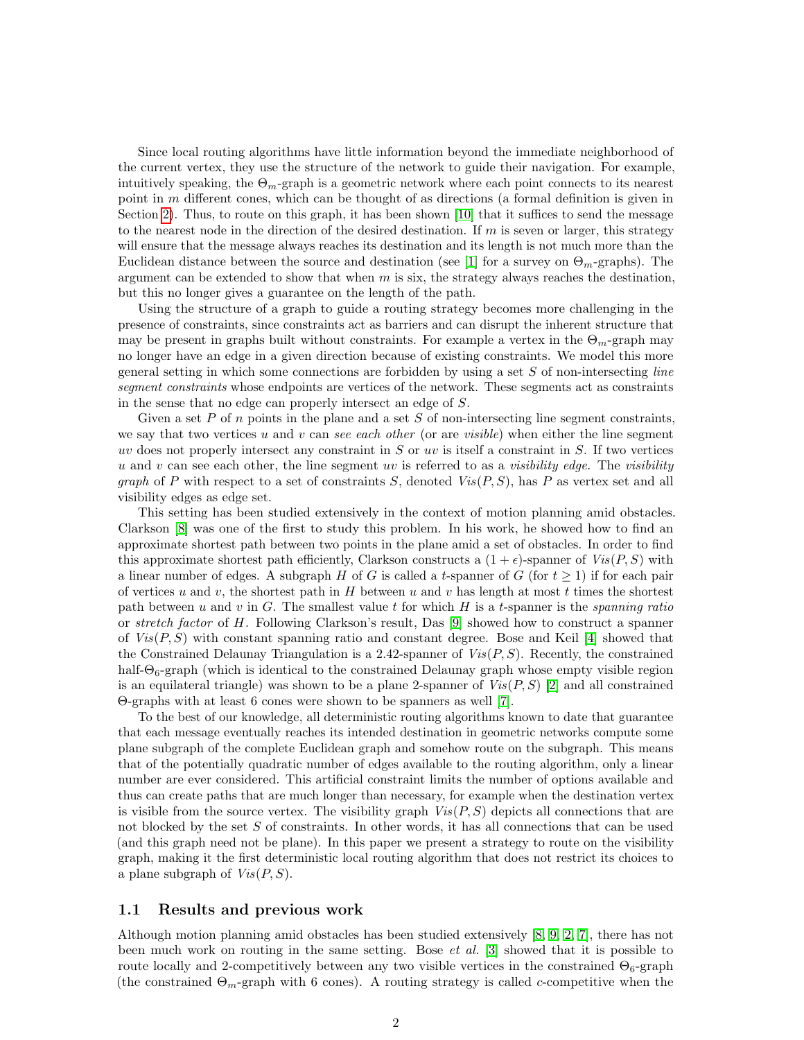Since local routing algorithms have little information beyond the immediate neighborhood of the current vertex, they use the structure of the network to guide their navigation. For example, intuitively speaking, the $\Theta_m$-graph is a geometric network where each point connects to its nearest point in $m$ different cones, which can be thought of as directions (a formal definition is given in Section 2). Thus, to route on this graph, it has been shown [10] that it suffices to send the message to the nearest node in the direction of the desired destination. If $m$ is seven or larger, this strategy will ensure that the message always reaches its destination and its length is not much more than the Euclidean distance between the source and destination (see [1] for a survey on $\Theta_m$-graphs). The argument can be extended to show that when $m$ is six, the strategy always reaches the destination, but this no longer gives a guarantee on the length of the path.

Using the structure of a graph to guide a routing strategy becomes more challenging in the presence of constraints, since constraints act as barriers and can disrupt the inherent structure that may be present in graphs built without constraints. For example a vertex in the $\Theta_m$-graph may no longer have an edge in a given direction because of existing constraints. We model this more general setting in which some connections are forbidden by using a set $S$ of non-intersecting *line segment constraints* whose endpoints are vertices of the network. These segments act as constraints in the sense that no edge can properly intersect an edge of $S$.

Given a set $P$ of $n$ points in the plane and a set $S$ of non-intersecting line segment constraints, we say that two vertices $u$ and $v$ can *see each other* (or are *visible*) when either the line segment $uv$ does not properly intersect any constraint in $S$ or $uv$ is itself a constraint in $S$. If two vertices $u$ and $v$ can see each other, the line segment $uv$ is referred to as a *visibility edge*. The *visibility graph* of $P$ with respect to a set of constraints $S$, denoted $Vis(P, S)$, has $P$ as vertex set and all visibility edges as edge set.

This setting has been studied extensively in the context of motion planning amid obstacles. Clarkson [8] was one of the first to study this problem. In his work, he showed how to find an approximate shortest path between two points in the plane amid a set of obstacles. In order to find this approximate shortest path efficiently, Clarkson constructs a $(1 + \epsilon)$-spanner of $Vis(P, S)$ with a linear number of edges. A subgraph $H$ of $G$ is called a $t$-spanner of $G$ (for $t \geq 1$) if for each pair of vertices $u$ and $v$, the shortest path in $H$ between $u$ and $v$ has length at most $t$ times the shortest path between $u$ and $v$ in $G$. The smallest value $t$ for which $H$ is a $t$-spanner is the *spanning ratio* or *stretch factor* of $H$. Following Clarkson's result, Das [9] showed how to construct a spanner of $Vis(P, S)$ with constant spanning ratio and constant degree. Bose and Keil [4] showed that the Constrained Delaunay Triangulation is a 2.42-spanner of $Vis(P, S)$. Recently, the constrained half-$\Theta_6$-graph (which is identical to the constrained Delaunay graph whose empty visible region is an equilateral triangle) was shown to be a plane 2-spanner of $Vis(P, S)$ [2] and all constrained $\Theta$-graphs with at least 6 cones were shown to be spanners as well [7].

To the best of our knowledge, all deterministic routing algorithms known to date that guarantee that each message eventually reaches its intended destination in geometric networks compute some plane subgraph of the complete Euclidean graph and somehow route on the subgraph. This means that of the potentially quadratic number of edges available to the routing algorithm, only a linear number are ever considered. This artificial constraint limits the number of options available and thus can create paths that are much longer than necessary, for example when the destination vertex is visible from the source vertex. The visibility graph $Vis(P, S)$ depicts all connections that are not blocked by the set $S$ of constraints. In other words, it has all connections that can be used (and this graph need not be plane). In this paper we present a strategy to route on the visibility graph, making it the first deterministic local routing algorithm that does not restrict its choices to a plane subgraph of $Vis(P, S)$.

## 1.1 Results and previous work

Although motion planning amid obstacles has been studied extensively [8, 9, 2, 7], there has not been much work on routing in the same setting. Bose *et al.* [3] showed that it is possible to route locally and 2-competitively between any two visible vertices in the constrained $\Theta_6$-graph (the constrained $\Theta_m$-graph with 6 cones). A routing strategy is called $c$-competitive when the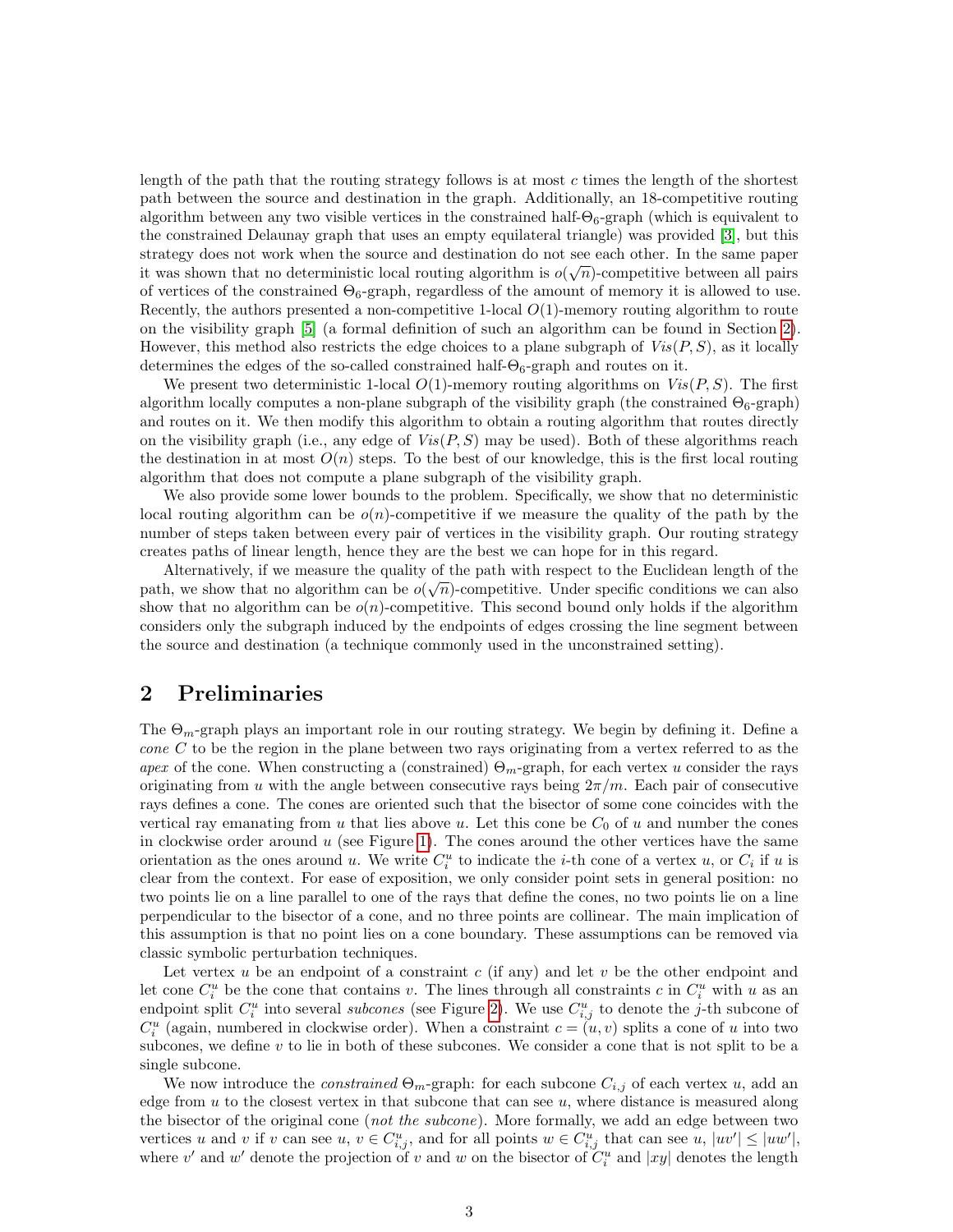length of the path that the routing strategy follows is at most $c$ times the length of the shortest path between the source and destination in the graph. Additionally, an 18-competitive routing algorithm between any two visible vertices in the constrained half-$\Theta_6$-graph (which is equivalent to the constrained Delaunay graph that uses an empty equilateral triangle) was provided [3], but this strategy does not work when the source and destination do not see each other. In the same paper it was shown that no deterministic local routing algorithm is $o(\sqrt{n})$-competitive between all pairs of vertices of the constrained $\Theta_6$-graph, regardless of the amount of memory it is allowed to use. Recently, the authors presented a non-competitive 1-local $O(1)$-memory routing algorithm to route on the visibility graph [5] (a formal definition of such an algorithm can be found in Section 2). However, this method also restricts the edge choices to a plane subgraph of $Vis(P, S)$, as it locally determines the edges of the so-called constrained half-$\Theta_6$-graph and routes on it.

We present two deterministic 1-local $O(1)$-memory routing algorithms on $Vis(P, S)$. The first algorithm locally computes a non-plane subgraph of the visibility graph (the constrained $\Theta_6$-graph) and routes on it. We then modify this algorithm to obtain a routing algorithm that routes directly on the visibility graph (i.e., any edge of $Vis(P, S)$ may be used). Both of these algorithms reach the destination in at most $O(n)$ steps. To the best of our knowledge, this is the first local routing algorithm that does not compute a plane subgraph of the visibility graph.

We also provide some lower bounds to the problem. Specifically, we show that no deterministic local routing algorithm can be $o(n)$-competitive if we measure the quality of the path by the number of steps taken between every pair of vertices in the visibility graph. Our routing strategy creates paths of linear length, hence they are the best we can hope for in this regard.

Alternatively, if we measure the quality of the path with respect to the Euclidean length of the path, we show that no algorithm can be $o(\sqrt{n})$-competitive. Under specific conditions we can also show that no algorithm can be $o(n)$-competitive. This second bound only holds if the algorithm considers only the subgraph induced by the endpoints of edges crossing the line segment between the source and destination (a technique commonly used in the unconstrained setting).

## 2 Preliminaries

The $\Theta_m$-graph plays an important role in our routing strategy. We begin by defining it. Define a *cone* $C$ to be the region in the plane between two rays originating from a vertex referred to as the *apex* of the cone. When constructing a (constrained) $\Theta_m$-graph, for each vertex $u$ consider the rays originating from $u$ with the angle between consecutive rays being $2\pi/m$. Each pair of consecutive rays defines a cone. The cones are oriented such that the bisector of some cone coincides with the vertical ray emanating from $u$ that lies above $u$. Let this cone be $C_0$ of $u$ and number the cones in clockwise order around $u$ (see Figure 1). The cones around the other vertices have the same orientation as the ones around $u$. We write $C_i^u$ to indicate the $i$-th cone of a vertex $u$, or $C_i$ if $u$ is clear from the context. For ease of exposition, we only consider point sets in general position: no two points lie on a line parallel to one of the rays that define the cones, no two points lie on a line perpendicular to the bisector of a cone, and no three points are collinear. The main implication of this assumption is that no point lies on a cone boundary. These assumptions can be removed via classic symbolic perturbation techniques.

Let vertex $u$ be an endpoint of a constraint $c$ (if any) and let $v$ be the other endpoint and let cone $C_i^u$ be the cone that contains $v$. The lines through all constraints $c$ in $C_i^u$ with $u$ as an endpoint split $C_i^u$ into several *subcones* (see Figure 2). We use $C_{i,j}^u$ to denote the $j$-th subcone of $C_i^u$ (again, numbered in clockwise order). When a constraint $c = (u, v)$ splits a cone of $u$ into two subcones, we define $v$ to lie in both of these subcones. We consider a cone that is not split to be a single subcone.

We now introduce the *constrained* $\Theta_m$-graph: for each subcone $C_{i,j}$ of each vertex $u$, add an edge from $u$ to the closest vertex in that subcone that can see $u$, where distance is measured along the bisector of the original cone (*not the subcone*). More formally, we add an edge between two vertices $u$ and $v$ if $v$ can see $u$, $v \in C_{i,j}^u$, and for all points $w \in C_{i,j}^u$ that can see $u$, $|uv'| \leq |uw'|$, where $v'$ and $w'$ denote the projection of $v$ and $w$ on the bisector of $C_i^u$ and $|xy|$ denotes the length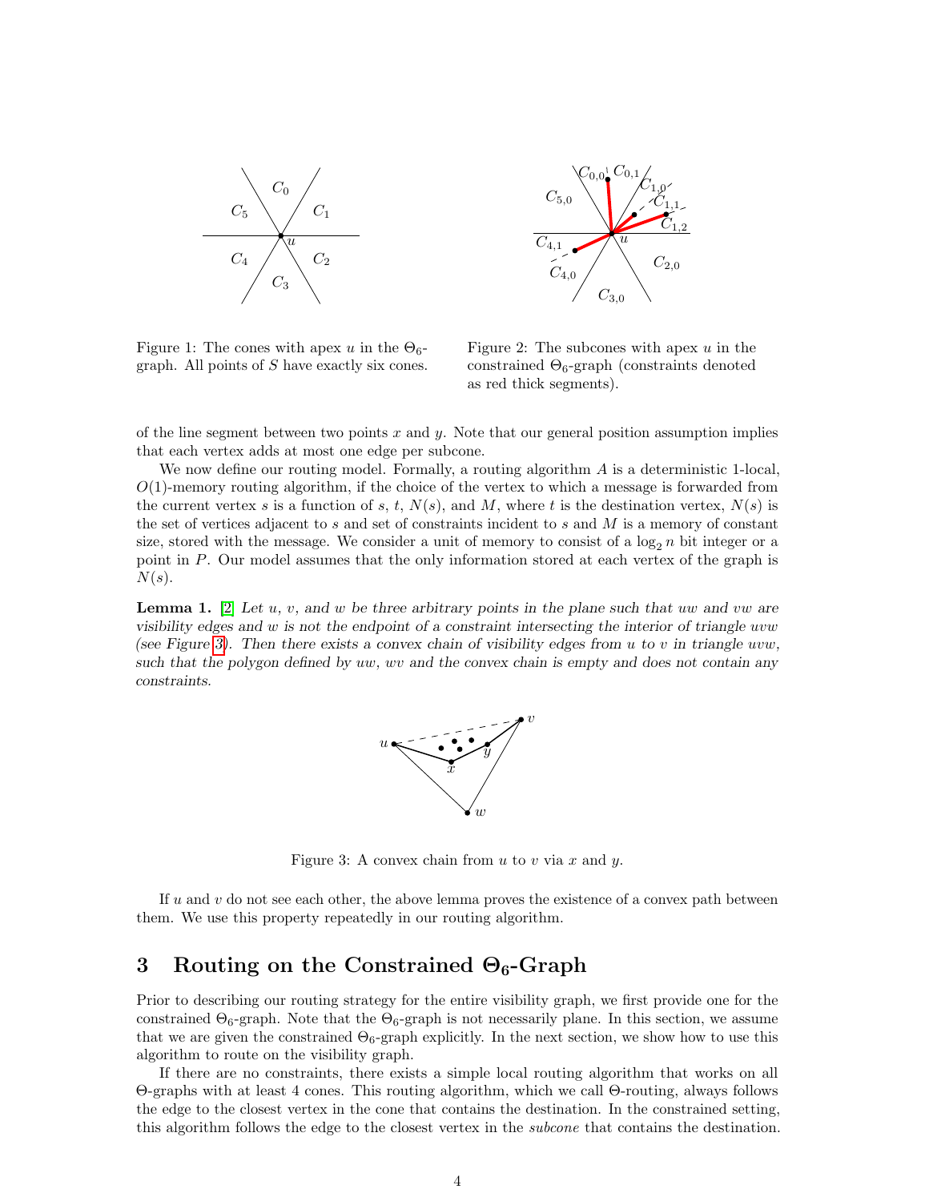Figure 1: The cones with apex $u$ in the $\Theta_6$-graph. All points of $S$ have exactly six cones.

Figure 2: The subcones with apex $u$ in the constrained $\Theta_6$-graph (constraints denoted as red thick segments).

of the line segment between two points $x$ and $y$. Note that our general position assumption implies that each vertex adds at most one edge per subcone.

We now define our routing model. Formally, a routing algorithm $A$ is a deterministic 1-local, $O(1)$-memory routing algorithm, if the choice of the vertex to which a message is forwarded from the current vertex $s$ is a function of $s$, $t$, $N(s)$, and $M$, where $t$ is the destination vertex, $N(s)$ is the set of vertices adjacent to $s$ and set of constraints incident to $s$ and $M$ is a memory of constant size, stored with the message. We consider a unit of memory to consist of a $\log_2 n$ bit integer or a point in $P$. Our model assumes that the only information stored at each vertex of the graph is $N(s)$.

**Lemma 1.** [2] *Let $u$, $v$, and $w$ be three arbitrary points in the plane such that $uw$ and $vw$ are visibility edges and $w$ is not the endpoint of a constraint intersecting the interior of triangle $uvw$ (see Figure 3). Then there exists a convex chain of visibility edges from $u$ to $v$ in triangle $uvw$, such that the polygon defined by $uw$, $wv$ and the convex chain is empty and does not contain any constraints.*

Figure 3: A convex chain from $u$ to $v$ via $x$ and $y$.

If $u$ and $v$ do not see each other, the above lemma proves the existence of a convex path between them. We use this property repeatedly in our routing algorithm.

## 3 Routing on the Constrained $\Theta_6$-Graph

Prior to describing our routing strategy for the entire visibility graph, we first provide one for the constrained $\Theta_6$-graph. Note that the $\Theta_6$-graph is not necessarily plane. In this section, we assume that we are given the constrained $\Theta_6$-graph explicitly. In the next section, we show how to use this algorithm to route on the visibility graph.

If there are no constraints, there exists a simple local routing algorithm that works on all $\Theta$-graphs with at least 4 cones. This routing algorithm, which we call $\Theta$-routing, always follows the edge to the closest vertex in the cone that contains the destination. In the constrained setting, this algorithm follows the edge to the closest vertex in the *subcone* that contains the destination.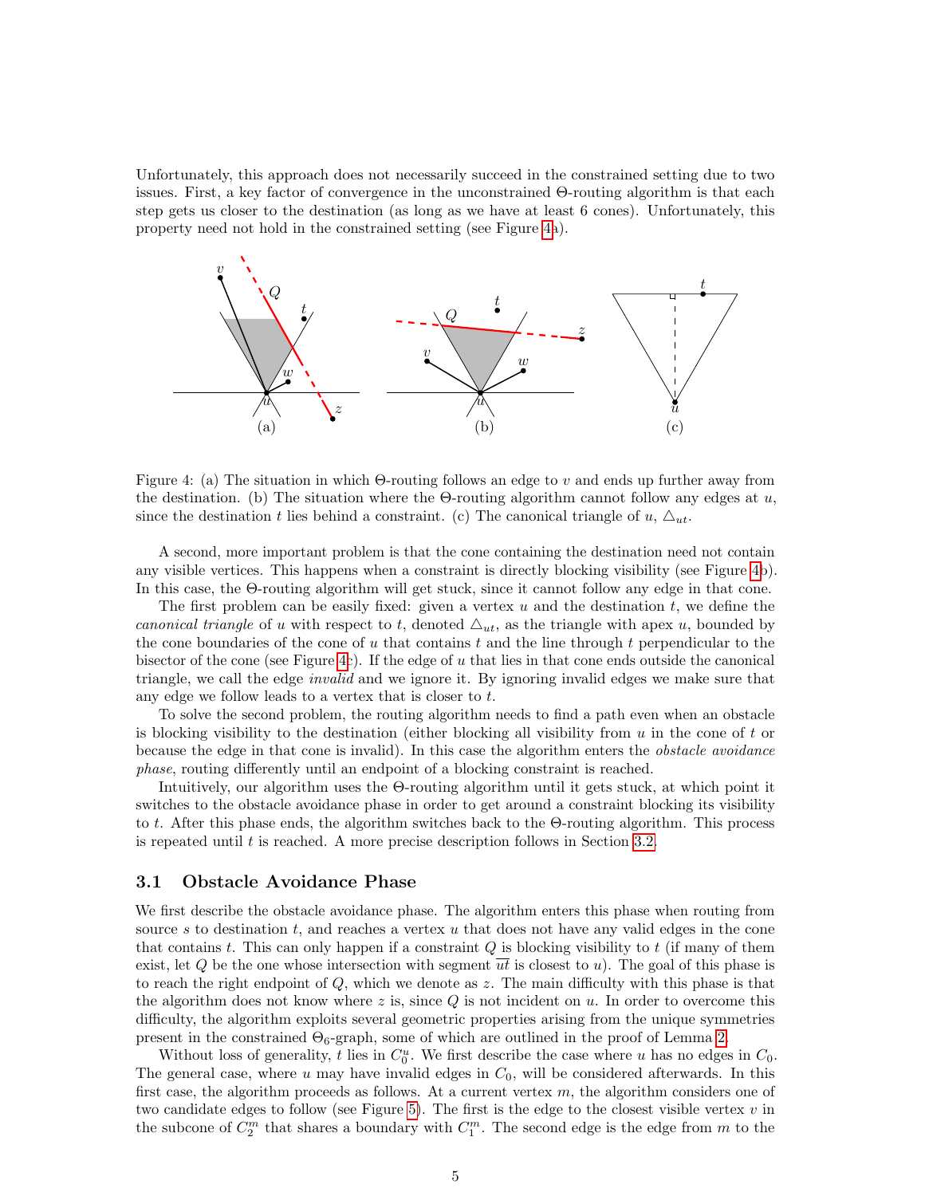Unfortunately, this approach does not necessarily succeed in the constrained setting due to two issues. First, a key factor of convergence in the unconstrained Θ-routing algorithm is that each step gets us closer to the destination (as long as we have at least 6 cones). Unfortunately, this property need not hold in the constrained setting (see Figure 4a).

Figure 4: (a) The situation in which Θ-routing follows an edge to $v$ and ends up further away from the destination. (b) The situation where the Θ-routing algorithm cannot follow any edges at $u$, since the destination $t$ lies behind a constraint. (c) The canonical triangle of $u$, $\triangle_{ut}$.

A second, more important problem is that the cone containing the destination need not contain any visible vertices. This happens when a constraint is directly blocking visibility (see Figure 4b). In this case, the Θ-routing algorithm will get stuck, since it cannot follow any edge in that cone.

The first problem can be easily fixed: given a vertex $u$ and the destination $t$, we define the *canonical triangle* of $u$ with respect to $t$, denoted $\triangle_{ut}$, as the triangle with apex $u$, bounded by the cone boundaries of the cone of $u$ that contains $t$ and the line through $t$ perpendicular to the bisector of the cone (see Figure 4c). If the edge of $u$ that lies in that cone ends outside the canonical triangle, we call the edge *invalid* and we ignore it. By ignoring invalid edges we make sure that any edge we follow leads to a vertex that is closer to $t$.

To solve the second problem, the routing algorithm needs to find a path even when an obstacle is blocking visibility to the destination (either blocking all visibility from $u$ in the cone of $t$ or because the edge in that cone is invalid). In this case the algorithm enters the *obstacle avoidance phase*, routing differently until an endpoint of a blocking constraint is reached.

Intuitively, our algorithm uses the Θ-routing algorithm until it gets stuck, at which point it switches to the obstacle avoidance phase in order to get around a constraint blocking its visibility to $t$. After this phase ends, the algorithm switches back to the Θ-routing algorithm. This process is repeated until $t$ is reached. A more precise description follows in Section 3.2.

### 3.1 Obstacle Avoidance Phase

We first describe the obstacle avoidance phase. The algorithm enters this phase when routing from source $s$ to destination $t$, and reaches a vertex $u$ that does not have any valid edges in the cone that contains $t$. This can only happen if a constraint $Q$ is blocking visibility to $t$ (if many of them exist, let $Q$ be the one whose intersection with segment $\overline{ut}$ is closest to $u$). The goal of this phase is to reach the right endpoint of $Q$, which we denote as $z$. The main difficulty with this phase is that the algorithm does not know where $z$ is, since $Q$ is not incident on $u$. In order to overcome this difficulty, the algorithm exploits several geometric properties arising from the unique symmetries present in the constrained $\Theta_6$-graph, some of which are outlined in the proof of Lemma 2.

Without loss of generality, $t$ lies in $C_0^u$. We first describe the case where $u$ has no edges in $C_0$. The general case, where $u$ may have invalid edges in $C_0$, will be considered afterwards. In this first case, the algorithm proceeds as follows. At a current vertex $m$, the algorithm considers one of two candidate edges to follow (see Figure 5). The first is the edge to the closest visible vertex $v$ in the subcone of $C_2^m$ that shares a boundary with $C_1^m$. The second edge is the edge from $m$ to the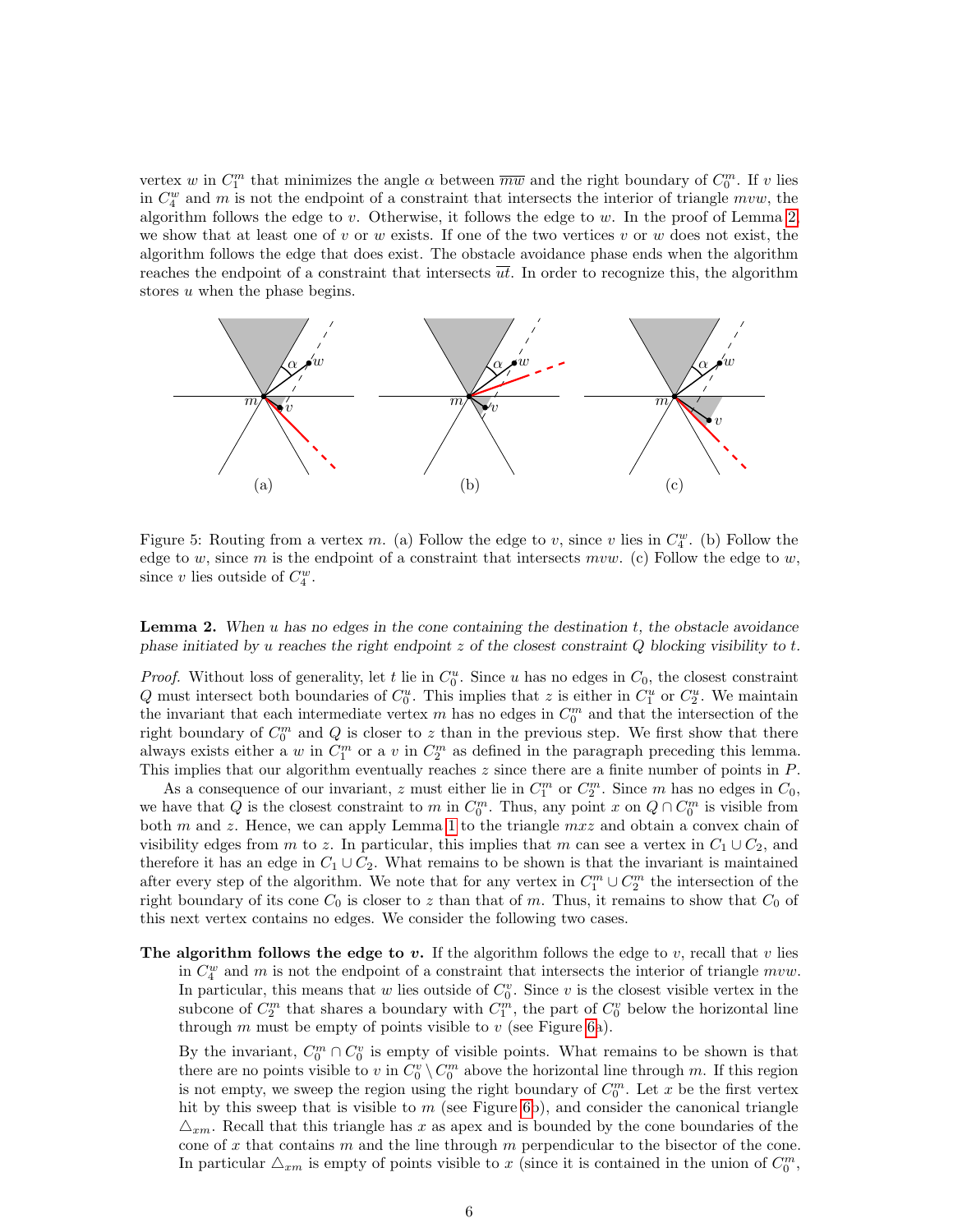vertex $w$ in $C_1^m$ that minimizes the angle $\alpha$ between $\overline{mw}$ and the right boundary of $C_0^m$. If $v$ lies in $C_4^w$ and $m$ is not the endpoint of a constraint that intersects the interior of triangle $mvw$, the algorithm follows the edge to $v$. Otherwise, it follows the edge to $w$. In the proof of Lemma 2, we show that at least one of $v$ or $w$ exists. If one of the two vertices $v$ or $w$ does not exist, the algorithm follows the edge that does exist. The obstacle avoidance phase ends when the algorithm reaches the endpoint of a constraint that intersects $\overline{ut}$. In order to recognize this, the algorithm stores $u$ when the phase begins.

Figure 5: Routing from a vertex $m$. (a) Follow the edge to $v$, since $v$ lies in $C_4^w$. (b) Follow the edge to $w$, since $m$ is the endpoint of a constraint that intersects $mvw$. (c) Follow the edge to $w$, since $v$ lies outside of $C_4^w$.

**Lemma 2.** *When $u$ has no edges in the cone containing the destination $t$, the obstacle avoidance phase initiated by $u$ reaches the right endpoint $z$ of the closest constraint $Q$ blocking visibility to $t$.*

*Proof.* Without loss of generality, let $t$ lie in $C_0^u$. Since $u$ has no edges in $C_0$, the closest constraint $Q$ must intersect both boundaries of $C_0^u$. This implies that $z$ is either in $C_1^u$ or $C_2^u$. We maintain the invariant that each intermediate vertex $m$ has no edges in $C_0^m$ and that the intersection of the right boundary of $C_0^m$ and $Q$ is closer to $z$ than in the previous step. We first show that there always exists either a $w$ in $C_1^m$ or a $v$ in $C_2^m$ as defined in the paragraph preceding this lemma. This implies that our algorithm eventually reaches $z$ since there are a finite number of points in $P$.

As a consequence of our invariant, $z$ must either lie in $C_1^m$ or $C_2^m$. Since $m$ has no edges in $C_0$, we have that $Q$ is the closest constraint to $m$ in $C_0^m$. Thus, any point $x$ on $Q \cap C_0^m$ is visible from both $m$ and $z$. Hence, we can apply Lemma 1 to the triangle $mxz$ and obtain a convex chain of visibility edges from $m$ to $z$. In particular, this implies that $m$ can see a vertex in $C_1 \cup C_2$, and therefore it has an edge in $C_1 \cup C_2$. What remains to be shown is that the invariant is maintained after every step of the algorithm. We note that for any vertex in $C_1^m \cup C_2^m$ the intersection of the right boundary of its cone $C_0$ is closer to $z$ than that of $m$. Thus, it remains to show that $C_0$ of this next vertex contains no edges. We consider the following two cases.

**The algorithm follows the edge to $v$.** If the algorithm follows the edge to $v$, recall that $v$ lies in $C_4^w$ and $m$ is not the endpoint of a constraint that intersects the interior of triangle $mvw$. In particular, this means that $w$ lies outside of $C_0^v$. Since $v$ is the closest visible vertex in the subcone of $C_2^m$ that shares a boundary with $C_1^m$, the part of $C_0^v$ below the horizontal line through $m$ must be empty of points visible to $v$ (see Figure 6a).

By the invariant, $C_0^m \cap C_0^v$ is empty of visible points. What remains to be shown is that there are no points visible to $v$ in $C_0^v \setminus C_0^m$ above the horizontal line through $m$. If this region is not empty, we sweep the region using the right boundary of $C_0^m$. Let $x$ be the first vertex hit by this sweep that is visible to $m$ (see Figure 6b), and consider the canonical triangle $\triangle_{xm}$. Recall that this triangle has $x$ as apex and is bounded by the cone boundaries of the cone of $x$ that contains $m$ and the line through $m$ perpendicular to the bisector of the cone. In particular $\triangle_{xm}$ is empty of points visible to $x$ (since it is contained in the union of $C_0^m$,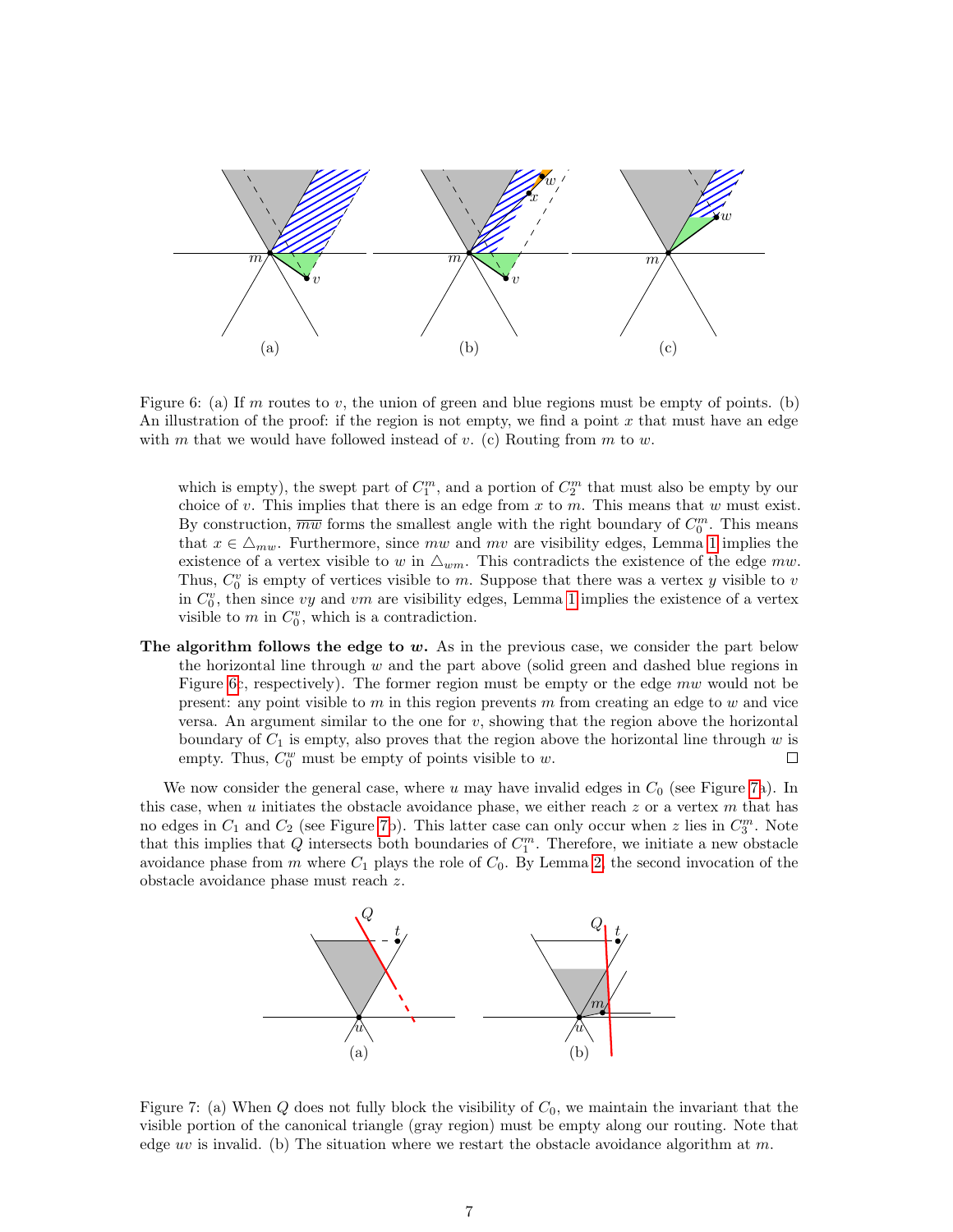Figure 6: (a) If $m$ routes to $v$, the union of green and blue regions must be empty of points. (b) An illustration of the proof: if the region is not empty, we find a point $x$ that must have an edge with $m$ that we would have followed instead of $v$. (c) Routing from $m$ to $w$.

which is empty), the swept part of $C_1^m$, and a portion of $C_2^m$ that must also be empty by our choice of $v$. This implies that there is an edge from $x$ to $m$. This means that $w$ must exist. By construction, $\overline{mw}$ forms the smallest angle with the right boundary of $C_0^m$. This means that $x \in \triangle_{mw}$. Furthermore, since $mw$ and $mv$ are visibility edges, Lemma 1 implies the existence of a vertex visible to $w$ in $\triangle_{wm}$. This contradicts the existence of the edge $mw$. Thus, $C_0^v$ is empty of vertices visible to $m$. Suppose that there was a vertex $y$ visible to $v$ in $C_0^v$, then since $vy$ and $vm$ are visibility edges, Lemma 1 implies the existence of a vertex visible to $m$ in $C_0^v$, which is a contradiction.

**The algorithm follows the edge to $w$.** As in the previous case, we consider the part below the horizontal line through $w$ and the part above (solid green and dashed blue regions in Figure 6c, respectively). The former region must be empty or the edge $mw$ would not be present: any point visible to $m$ in this region prevents $m$ from creating an edge to $w$ and vice versa. An argument similar to the one for $v$, showing that the region above the horizontal boundary of $C_1$ is empty, also proves that the region above the horizontal line through $w$ is empty. Thus, $C_0^w$ must be empty of points visible to $w$. □

We now consider the general case, where $u$ may have invalid edges in $C_0$ (see Figure 7a). In this case, when $u$ initiates the obstacle avoidance phase, we either reach $z$ or a vertex $m$ that has no edges in $C_1$ and $C_2$ (see Figure 7b). This latter case can only occur when $z$ lies in $C_3^m$. Note that this implies that $Q$ intersects both boundaries of $C_1^m$. Therefore, we initiate a new obstacle avoidance phase from $m$ where $C_1$ plays the role of $C_0$. By Lemma 2, the second invocation of the obstacle avoidance phase must reach $z$.

Figure 7: (a) When $Q$ does not fully block the visibility of $C_0$, we maintain the invariant that the visible portion of the canonical triangle (gray region) must be empty along our routing. Note that edge $uv$ is invalid. (b) The situation where we restart the obstacle avoidance algorithm at $m$.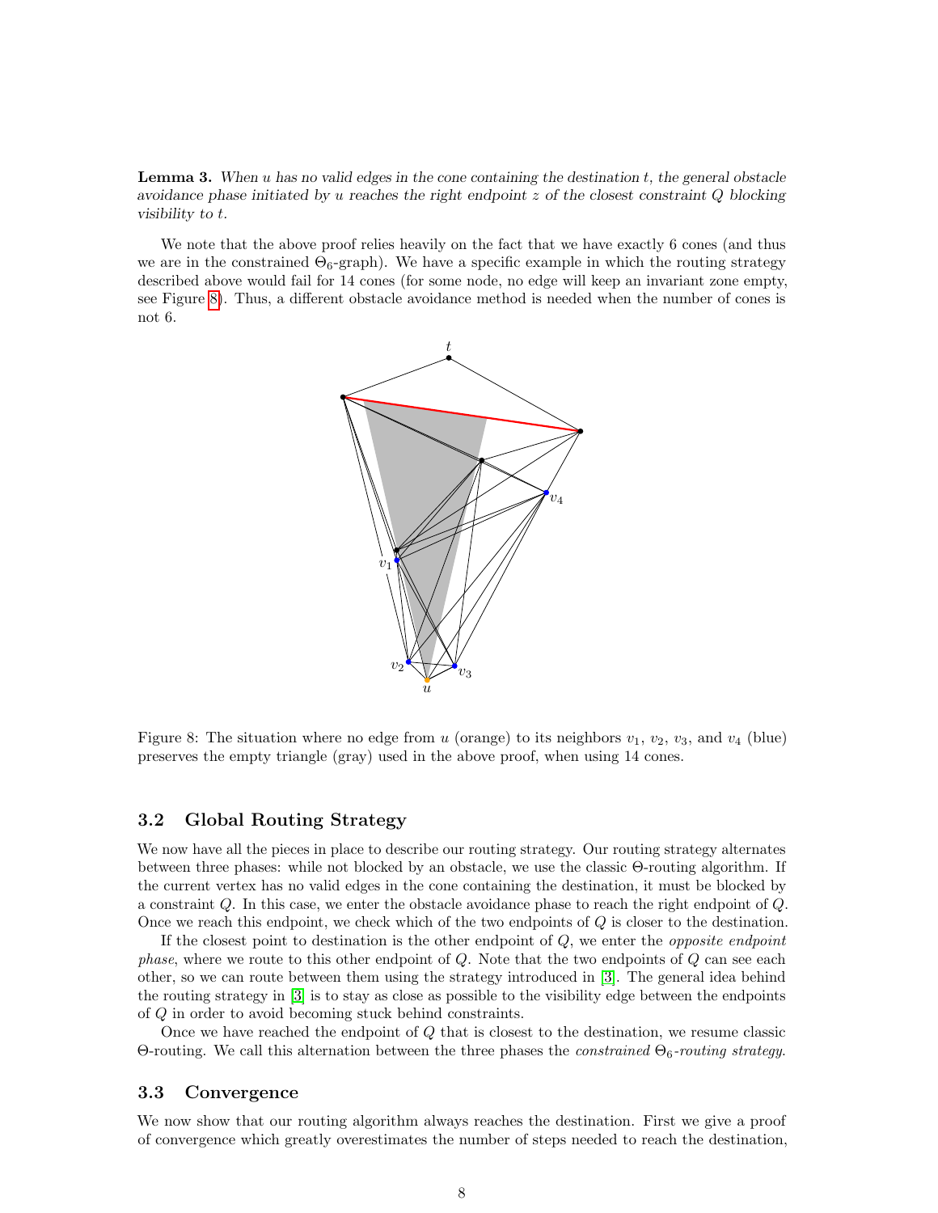**Lemma 3.** *When $u$ has no valid edges in the cone containing the destination $t$, the general obstacle avoidance phase initiated by $u$ reaches the right endpoint $z$ of the closest constraint $Q$ blocking visibility to $t$.*

We note that the above proof relies heavily on the fact that we have exactly 6 cones (and thus we are in the constrained $\Theta_6$-graph). We have a specific example in which the routing strategy described above would fail for 14 cones (for some node, no edge will keep an invariant zone empty, see Figure 8). Thus, a different obstacle avoidance method is needed when the number of cones is not 6.

Figure 8: The situation where no edge from $u$ (orange) to its neighbors $v_1$, $v_2$, $v_3$, and $v_4$ (blue) preserves the empty triangle (gray) used in the above proof, when using 14 cones.

## 3.2 Global Routing Strategy

We now have all the pieces in place to describe our routing strategy. Our routing strategy alternates between three phases: while not blocked by an obstacle, we use the classic $\Theta$-routing algorithm. If the current vertex has no valid edges in the cone containing the destination, it must be blocked by a constraint $Q$. In this case, we enter the obstacle avoidance phase to reach the right endpoint of $Q$. Once we reach this endpoint, we check which of the two endpoints of $Q$ is closer to the destination.

If the closest point to destination is the other endpoint of $Q$, we enter the *opposite endpoint phase*, where we route to this other endpoint of $Q$. Note that the two endpoints of $Q$ can see each other, so we can route between them using the strategy introduced in [3]. The general idea behind the routing strategy in [3] is to stay as close as possible to the visibility edge between the endpoints of $Q$ in order to avoid becoming stuck behind constraints.

Once we have reached the endpoint of $Q$ that is closest to the destination, we resume classic $\Theta$-routing. We call this alternation between the three phases the *constrained $\Theta_6$-routing strategy*.

## 3.3 Convergence

We now show that our routing algorithm always reaches the destination. First we give a proof of convergence which greatly overestimates the number of steps needed to reach the destination,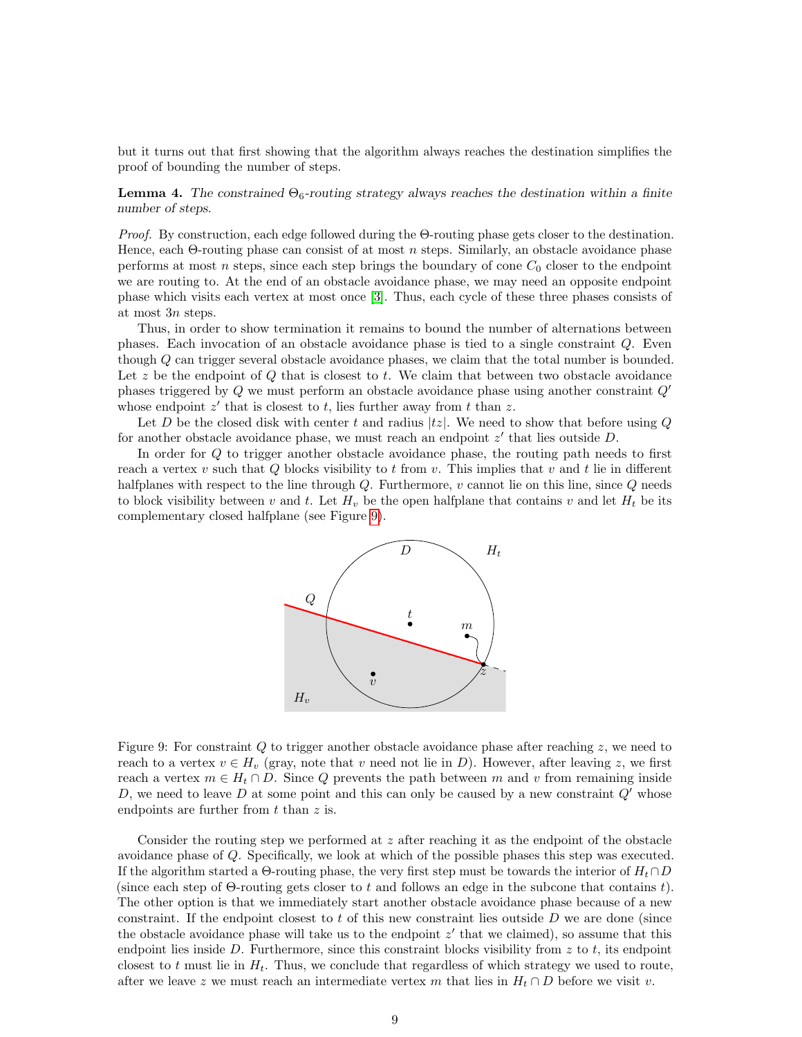but it turns out that first showing that the algorithm always reaches the destination simplifies the proof of bounding the number of steps.

**Lemma 4.** *The constrained $\Theta_6$-routing strategy always reaches the destination within a finite number of steps.*

*Proof.* By construction, each edge followed during the $\Theta$-routing phase gets closer to the destination. Hence, each $\Theta$-routing phase can consist of at most $n$ steps. Similarly, an obstacle avoidance phase performs at most $n$ steps, since each step brings the boundary of cone $C_0$ closer to the endpoint we are routing to. At the end of an obstacle avoidance phase, we may need an opposite endpoint phase which visits each vertex at most once [3]. Thus, each cycle of these three phases consists of at most $3n$ steps.

Thus, in order to show termination it remains to bound the number of alternations between phases. Each invocation of an obstacle avoidance phase is tied to a single constraint $Q$. Even though $Q$ can trigger several obstacle avoidance phases, we claim that the total number is bounded. Let $z$ be the endpoint of $Q$ that is closest to $t$. We claim that between two obstacle avoidance phases triggered by $Q$ we must perform an obstacle avoidance phase using another constraint $Q'$ whose endpoint $z'$ that is closest to $t$, lies further away from $t$ than $z$.

Let $D$ be the closed disk with center $t$ and radius $|tz|$. We need to show that before using $Q$ for another obstacle avoidance phase, we must reach an endpoint $z'$ that lies outside $D$.

In order for $Q$ to trigger another obstacle avoidance phase, the routing path needs to first reach a vertex $v$ such that $Q$ blocks visibility to $t$ from $v$. This implies that $v$ and $t$ lie in different halfplanes with respect to the line through $Q$. Furthermore, $v$ cannot lie on this line, since $Q$ needs to block visibility between $v$ and $t$. Let $H_v$ be the open halfplane that contains $v$ and let $H_t$ be its complementary closed halfplane (see Figure 9).

Figure 9: For constraint $Q$ to trigger another obstacle avoidance phase after reaching $z$, we need to reach to a vertex $v \in H_v$ (gray, note that $v$ need not lie in $D$). However, after leaving $z$, we first reach a vertex $m \in H_t \cap D$. Since $Q$ prevents the path between $m$ and $v$ from remaining inside $D$, we need to leave $D$ at some point and this can only be caused by a new constraint $Q'$ whose endpoints are further from $t$ than $z$ is.

Consider the routing step we performed at $z$ after reaching it as the endpoint of the obstacle avoidance phase of $Q$. Specifically, we look at which of the possible phases this step was executed. If the algorithm started a $\Theta$-routing phase, the very first step must be towards the interior of $H_t \cap D$ (since each step of $\Theta$-routing gets closer to $t$ and follows an edge in the subcone that contains $t$). The other option is that we immediately start another obstacle avoidance phase because of a new constraint. If the endpoint closest to $t$ of this new constraint lies outside $D$ we are done (since the obstacle avoidance phase will take us to the endpoint $z'$ that we claimed), so assume that this endpoint lies inside $D$. Furthermore, since this constraint blocks visibility from $z$ to $t$, its endpoint closest to $t$ must lie in $H_t$. Thus, we conclude that regardless of which strategy we used to route, after we leave $z$ we must reach an intermediate vertex $m$ that lies in $H_t \cap D$ before we visit $v$.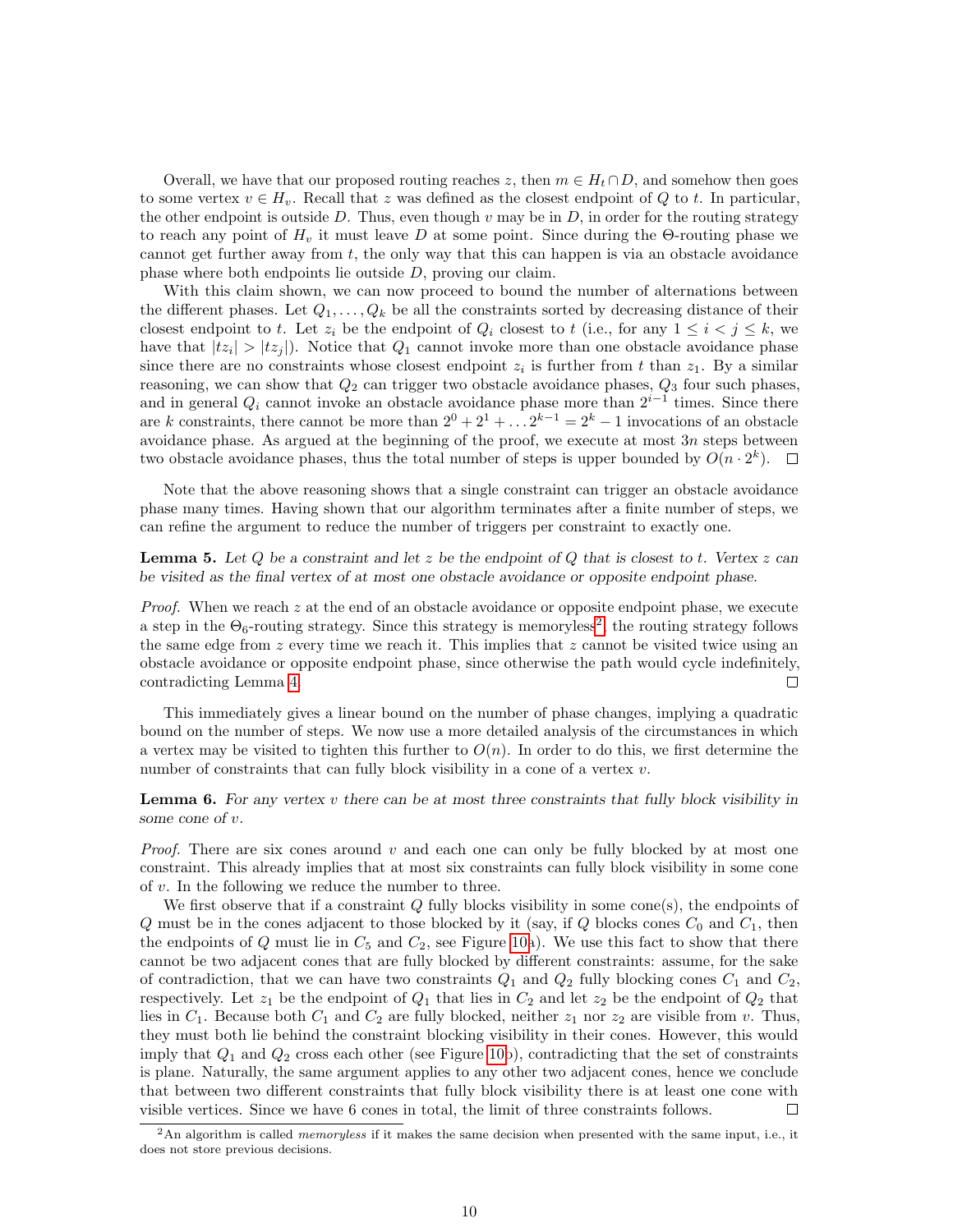Overall, we have that our proposed routing reaches $z$, then $m \in H_t \cap D$, and somehow then goes to some vertex $v \in H_v$. Recall that $z$ was defined as the closest endpoint of $Q$ to $t$. In particular, the other endpoint is outside $D$. Thus, even though $v$ may be in $D$, in order for the routing strategy to reach any point of $H_v$ it must leave $D$ at some point. Since during the $\Theta$-routing phase we cannot get further away from $t$, the only way that this can happen is via an obstacle avoidance phase where both endpoints lie outside $D$, proving our claim.

With this claim shown, we can now proceed to bound the number of alternations between the different phases. Let $Q_1, \ldots, Q_k$ be all the constraints sorted by decreasing distance of their closest endpoint to $t$. Let $z_i$ be the endpoint of $Q_i$ closest to $t$ (i.e., for any $1 \leq i < j \leq k$, we have that $|tz_i| > |tz_j|$). Notice that $Q_1$ cannot invoke more than one obstacle avoidance phase since there are no constraints whose closest endpoint $z_i$ is further from $t$ than $z_1$. By a similar reasoning, we can show that $Q_2$ can trigger two obstacle avoidance phases, $Q_3$ four such phases, and in general $Q_i$ cannot invoke an obstacle avoidance phase more than $2^{i-1}$ times. Since there are $k$ constraints, there cannot be more than $2^0 + 2^1 + \ldots 2^{k-1} = 2^k - 1$ invocations of an obstacle avoidance phase. As argued at the beginning of the proof, we execute at most $3n$ steps between two obstacle avoidance phases, thus the total number of steps is upper bounded by $O(n \cdot 2^k)$. □

Note that the above reasoning shows that a single constraint can trigger an obstacle avoidance phase many times. Having shown that our algorithm terminates after a finite number of steps, we can refine the argument to reduce the number of triggers per constraint to exactly one.

**Lemma 5.** *Let $Q$ be a constraint and let $z$ be the endpoint of $Q$ that is closest to $t$. Vertex $z$ can be visited as the final vertex of at most one obstacle avoidance or opposite endpoint phase.*

*Proof.* When we reach $z$ at the end of an obstacle avoidance or opposite endpoint phase, we execute a step in the $\Theta_6$-routing strategy. Since this strategy is memoryless[2], the routing strategy follows the same edge from $z$ every time we reach it. This implies that $z$ cannot be visited twice using an obstacle avoidance or opposite endpoint phase, since otherwise the path would cycle indefinitely, contradicting Lemma 4. □

This immediately gives a linear bound on the number of phase changes, implying a quadratic bound on the number of steps. We now use a more detailed analysis of the circumstances in which a vertex may be visited to tighten this further to $O(n)$. In order to do this, we first determine the number of constraints that can fully block visibility in a cone of a vertex $v$.

**Lemma 6.** *For any vertex $v$ there can be at most three constraints that fully block visibility in some cone of $v$.*

*Proof.* There are six cones around $v$ and each one can only be fully blocked by at most one constraint. This already implies that at most six constraints can fully block visibility in some cone of $v$. In the following we reduce the number to three.

We first observe that if a constraint $Q$ fully blocks visibility in some cone(s), the endpoints of $Q$ must be in the cones adjacent to those blocked by it (say, if $Q$ blocks cones $C_0$ and $C_1$, then the endpoints of $Q$ must lie in $C_5$ and $C_2$, see Figure 10a). We use this fact to show that there cannot be two adjacent cones that are fully blocked by different constraints: assume, for the sake of contradiction, that we can have two constraints $Q_1$ and $Q_2$ fully blocking cones $C_1$ and $C_2$, respectively. Let $z_1$ be the endpoint of $Q_1$ that lies in $C_2$ and let $z_2$ be the endpoint of $Q_2$ that lies in $C_1$. Because both $C_1$ and $C_2$ are fully blocked, neither $z_1$ nor $z_2$ are visible from $v$. Thus, they must both lie behind the constraint blocking visibility in their cones. However, this would imply that $Q_1$ and $Q_2$ cross each other (see Figure 10b), contradicting that the set of constraints is plane. Naturally, the same argument applies to any other two adjacent cones, hence we conclude that between two different constraints that fully block visibility there is at least one cone with visible vertices. Since we have 6 cones in total, the limit of three constraints follows. □

[2] An algorithm is called *memoryless* if it makes the same decision when presented with the same input, i.e., it does not store previous decisions.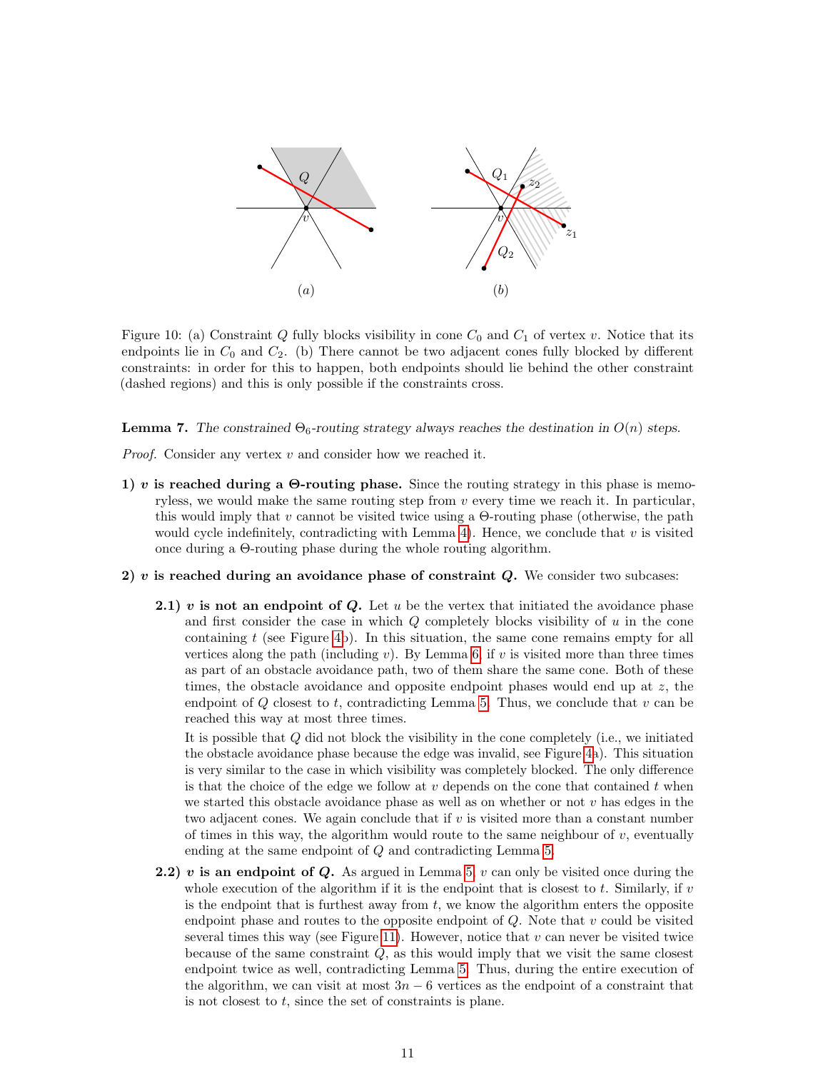Figure 10: (a) Constraint $Q$ fully blocks visibility in cone $C_0$ and $C_1$ of vertex $v$. Notice that its endpoints lie in $C_0$ and $C_2$. (b) There cannot be two adjacent cones fully blocked by different constraints: in order for this to happen, both endpoints should lie behind the other constraint (dashed regions) and this is only possible if the constraints cross.

**Lemma 7.** *The constrained $\Theta_6$-routing strategy always reaches the destination in $O(n)$ steps.*

*Proof.* Consider any vertex $v$ and consider how we reached it.

**1) $v$ is reached during a $\Theta$-routing phase.** Since the routing strategy in this phase is memoryless, we would make the same routing step from $v$ every time we reach it. In particular, this would imply that $v$ cannot be visited twice using a $\Theta$-routing phase (otherwise, the path would cycle indefinitely, contradicting with Lemma 4). Hence, we conclude that $v$ is visited once during a $\Theta$-routing phase during the whole routing algorithm.

**2) $v$ is reached during an avoidance phase of constraint $Q$.** We consider two subcases:

**2.1) $v$ is not an endpoint of $Q$.** Let $u$ be the vertex that initiated the avoidance phase and first consider the case in which $Q$ completely blocks visibility of $u$ in the cone containing $t$ (see Figure 4b). In this situation, the same cone remains empty for all vertices along the path (including $v$). By Lemma 6, if $v$ is visited more than three times as part of an obstacle avoidance path, two of them share the same cone. Both of these times, the obstacle avoidance and opposite endpoint phases would end up at $z$, the endpoint of $Q$ closest to $t$, contradicting Lemma 5. Thus, we conclude that $v$ can be reached this way at most three times.

It is possible that $Q$ did not block the visibility in the cone completely (i.e., we initiated the obstacle avoidance phase because the edge was invalid, see Figure 4a). This situation is very similar to the case in which visibility was completely blocked. The only difference is that the choice of the edge we follow at $v$ depends on the cone that contained $t$ when we started this obstacle avoidance phase as well as on whether or not $v$ has edges in the two adjacent cones. We again conclude that if $v$ is visited more than a constant number of times in this way, the algorithm would route to the same neighbour of $v$, eventually ending at the same endpoint of $Q$ and contradicting Lemma 5.

**2.2) $v$ is an endpoint of $Q$.** As argued in Lemma 5, $v$ can only be visited once during the whole execution of the algorithm if it is the endpoint that is closest to $t$. Similarly, if $v$ is the endpoint that is furthest away from $t$, we know the algorithm enters the opposite endpoint phase and routes to the opposite endpoint of $Q$. Note that $v$ could be visited several times this way (see Figure 11). However, notice that $v$ can never be visited twice because of the same constraint $Q$, as this would imply that we visit the same closest endpoint twice as well, contradicting Lemma 5. Thus, during the entire execution of the algorithm, we can visit at most $3n - 6$ vertices as the endpoint of a constraint that is not closest to $t$, since the set of constraints is plane.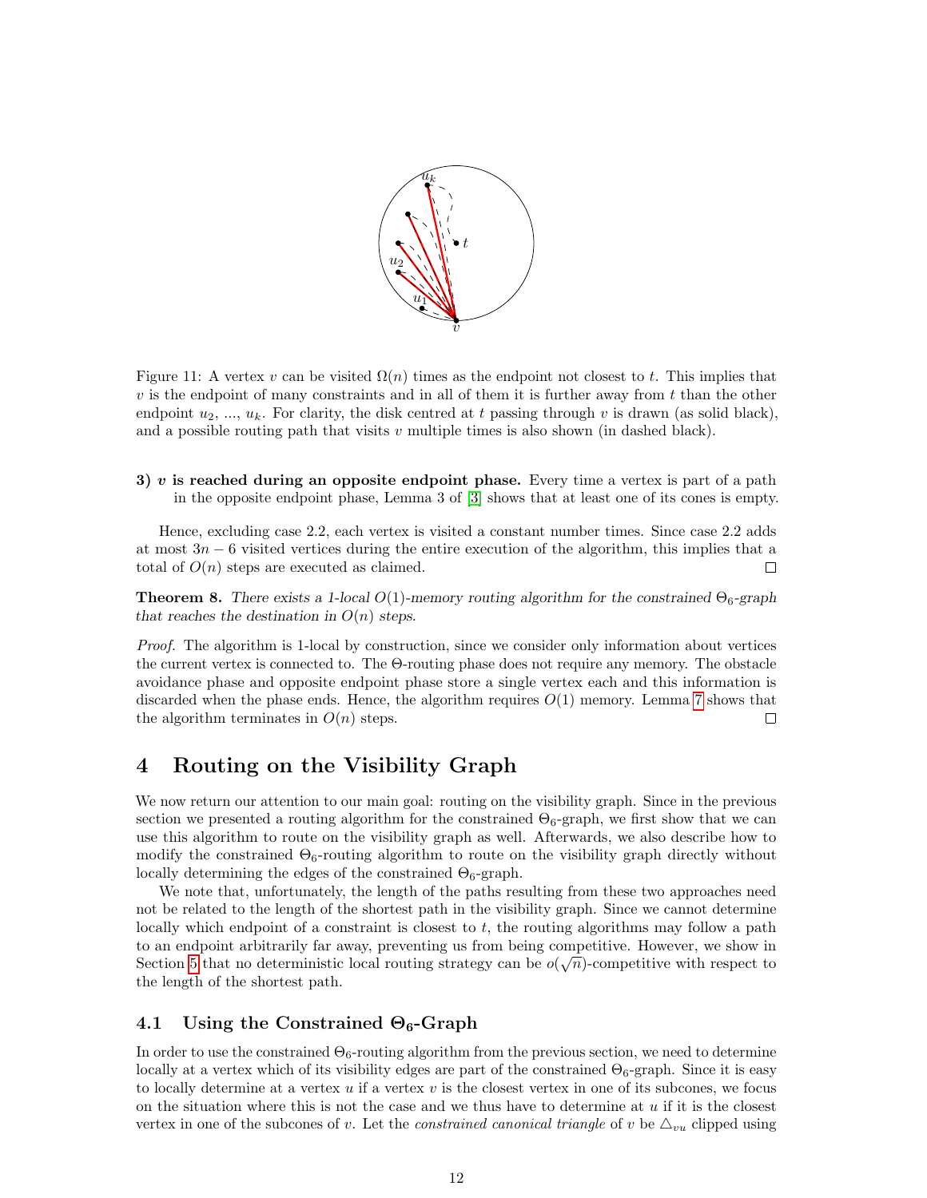Figure 11: A vertex $v$ can be visited $\Omega(n)$ times as the endpoint not closest to $t$. This implies that $v$ is the endpoint of many constraints and in all of them it is further away from $t$ than the other endpoint $u_2$, ..., $u_k$. For clarity, the disk centred at $t$ passing through $v$ is drawn (as solid black), and a possible routing path that visits $v$ multiple times is also shown (in dashed black).

**3) *v* is reached during an opposite endpoint phase.** Every time a vertex is part of a path in the opposite endpoint phase, Lemma 3 of [3] shows that at least one of its cones is empty.

Hence, excluding case 2.2, each vertex is visited a constant number times. Since case 2.2 adds at most $3n - 6$ visited vertices during the entire execution of the algorithm, this implies that a total of $O(n)$ steps are executed as claimed. □

**Theorem 8.** *There exists a 1-local $O(1)$-memory routing algorithm for the constrained $\Theta_6$-graph that reaches the destination in $O(n)$ steps.*

*Proof.* The algorithm is 1-local by construction, since we consider only information about vertices the current vertex is connected to. The Θ-routing phase does not require any memory. The obstacle avoidance phase and opposite endpoint phase store a single vertex each and this information is discarded when the phase ends. Hence, the algorithm requires $O(1)$ memory. Lemma 7 shows that the algorithm terminates in $O(n)$ steps. □

# 4 Routing on the Visibility Graph

We now return our attention to our main goal: routing on the visibility graph. Since in the previous section we presented a routing algorithm for the constrained $\Theta_6$-graph, we first show that we can use this algorithm to route on the visibility graph as well. Afterwards, we also describe how to modify the constrained $\Theta_6$-routing algorithm to route on the visibility graph directly without locally determining the edges of the constrained $\Theta_6$-graph.

We note that, unfortunately, the length of the paths resulting from these two approaches need not be related to the length of the shortest path in the visibility graph. Since we cannot determine locally which endpoint of a constraint is closest to $t$, the routing algorithms may follow a path to an endpoint arbitrarily far away, preventing us from being competitive. However, we show in Section 5 that no deterministic local routing strategy can be $o(\sqrt{n})$-competitive with respect to the length of the shortest path.

## 4.1 Using the Constrained $\Theta_6$-Graph

In order to use the constrained $\Theta_6$-routing algorithm from the previous section, we need to determine locally at a vertex which of its visibility edges are part of the constrained $\Theta_6$-graph. Since it is easy to locally determine at a vertex $u$ if a vertex $v$ is the closest vertex in one of its subcones, we focus on the situation where this is not the case and we thus have to determine at $u$ if it is the closest vertex in one of the subcones of $v$. Let the *constrained canonical triangle* of $v$ be $\triangle_{vu}$ clipped using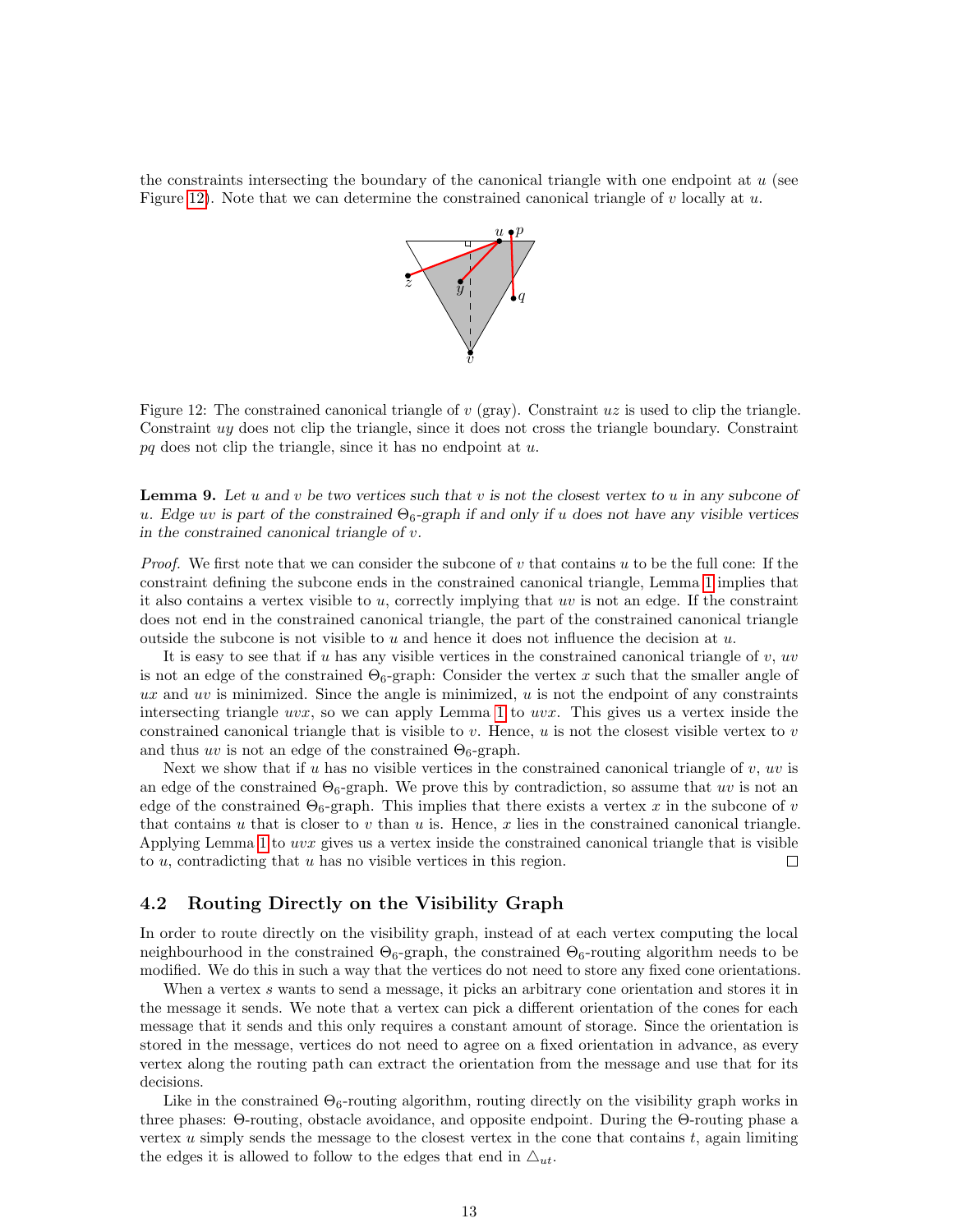the constraints intersecting the boundary of the canonical triangle with one endpoint at $u$ (see Figure 12). Note that we can determine the constrained canonical triangle of $v$ locally at $u$.

Figure 12: The constrained canonical triangle of $v$ (gray). Constraint $uz$ is used to clip the triangle. Constraint $uy$ does not clip the triangle, since it does not cross the triangle boundary. Constraint $pq$ does not clip the triangle, since it has no endpoint at $u$.

**Lemma 9.** *Let $u$ and $v$ be two vertices such that $v$ is not the closest vertex to $u$ in any subcone of $u$. Edge $uv$ is part of the constrained $\Theta_6$-graph if and only if $u$ does not have any visible vertices in the constrained canonical triangle of $v$.*

*Proof.* We first note that we can consider the subcone of $v$ that contains $u$ to be the full cone: If the constraint defining the subcone ends in the constrained canonical triangle, Lemma 1 implies that it also contains a vertex visible to $u$, correctly implying that $uv$ is not an edge. If the constraint does not end in the constrained canonical triangle, the part of the constrained canonical triangle outside the subcone is not visible to $u$ and hence it does not influence the decision at $u$.

It is easy to see that if $u$ has any visible vertices in the constrained canonical triangle of $v$, $uv$ is not an edge of the constrained $\Theta_6$-graph: Consider the vertex $x$ such that the smaller angle of $ux$ and $uv$ is minimized. Since the angle is minimized, $u$ is not the endpoint of any constraints intersecting triangle $uvx$, so we can apply Lemma 1 to $uvx$. This gives us a vertex inside the constrained canonical triangle that is visible to $v$. Hence, $u$ is not the closest visible vertex to $v$ and thus $uv$ is not an edge of the constrained $\Theta_6$-graph.

Next we show that if $u$ has no visible vertices in the constrained canonical triangle of $v$, $uv$ is an edge of the constrained $\Theta_6$-graph. We prove this by contradiction, so assume that $uv$ is not an edge of the constrained $\Theta_6$-graph. This implies that there exists a vertex $x$ in the subcone of $v$ that contains $u$ that is closer to $v$ than $u$ is. Hence, $x$ lies in the constrained canonical triangle. Applying Lemma 1 to $uvx$ gives us a vertex inside the constrained canonical triangle that is visible to $u$, contradicting that $u$ has no visible vertices in this region. □

## 4.2 Routing Directly on the Visibility Graph

In order to route directly on the visibility graph, instead of at each vertex computing the local neighbourhood in the constrained $\Theta_6$-graph, the constrained $\Theta_6$-routing algorithm needs to be modified. We do this in such a way that the vertices do not need to store any fixed cone orientations.

When a vertex $s$ wants to send a message, it picks an arbitrary cone orientation and stores it in the message it sends. We note that a vertex can pick a different orientation of the cones for each message that it sends and this only requires a constant amount of storage. Since the orientation is stored in the message, vertices do not need to agree on a fixed orientation in advance, as every vertex along the routing path can extract the orientation from the message and use that for its decisions.

Like in the constrained $\Theta_6$-routing algorithm, routing directly on the visibility graph works in three phases: $\Theta$-routing, obstacle avoidance, and opposite endpoint. During the $\Theta$-routing phase a vertex $u$ simply sends the message to the closest vertex in the cone that contains $t$, again limiting the edges it is allowed to follow to the edges that end in $\triangle_{ut}$.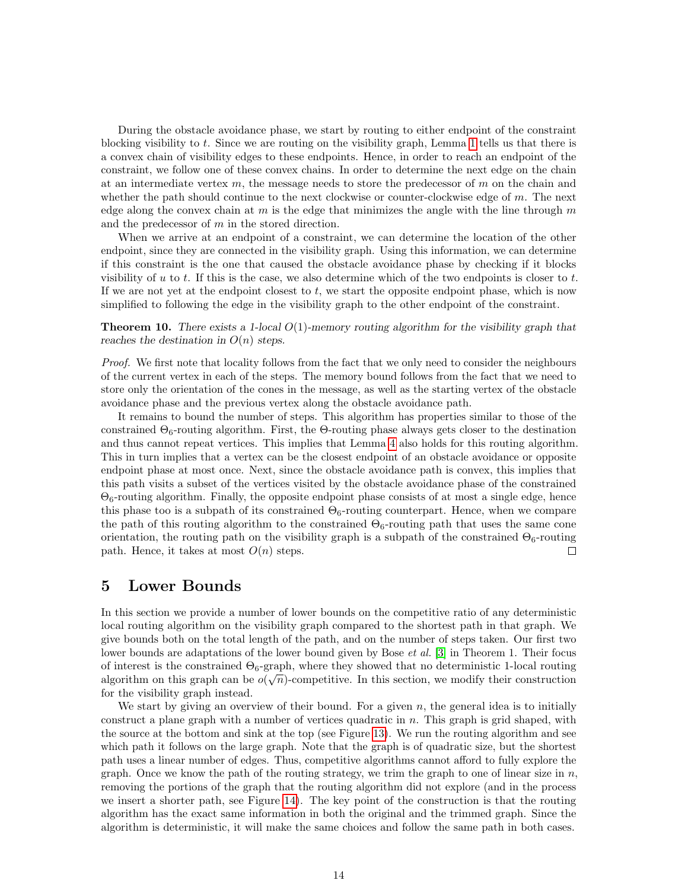During the obstacle avoidance phase, we start by routing to either endpoint of the constraint blocking visibility to $t$. Since we are routing on the visibility graph, Lemma 1 tells us that there is a convex chain of visibility edges to these endpoints. Hence, in order to reach an endpoint of the constraint, we follow one of these convex chains. In order to determine the next edge on the chain at an intermediate vertex $m$, the message needs to store the predecessor of $m$ on the chain and whether the path should continue to the next clockwise or counter-clockwise edge of $m$. The next edge along the convex chain at $m$ is the edge that minimizes the angle with the line through $m$ and the predecessor of $m$ in the stored direction.

When we arrive at an endpoint of a constraint, we can determine the location of the other endpoint, since they are connected in the visibility graph. Using this information, we can determine if this constraint is the one that caused the obstacle avoidance phase by checking if it blocks visibility of $u$ to $t$. If this is the case, we also determine which of the two endpoints is closer to $t$. If we are not yet at the endpoint closest to $t$, we start the opposite endpoint phase, which is now simplified to following the edge in the visibility graph to the other endpoint of the constraint.

**Theorem 10.** *There exists a 1-local $O(1)$-memory routing algorithm for the visibility graph that reaches the destination in $O(n)$ steps.*

*Proof.* We first note that locality follows from the fact that we only need to consider the neighbours of the current vertex in each of the steps. The memory bound follows from the fact that we need to store only the orientation of the cones in the message, as well as the starting vertex of the obstacle avoidance phase and the previous vertex along the obstacle avoidance path.

It remains to bound the number of steps. This algorithm has properties similar to those of the constrained $\Theta_6$-routing algorithm. First, the $\Theta$-routing phase always gets closer to the destination and thus cannot repeat vertices. This implies that Lemma 4 also holds for this routing algorithm. This in turn implies that a vertex can be the closest endpoint of an obstacle avoidance or opposite endpoint phase at most once. Next, since the obstacle avoidance path is convex, this implies that this path visits a subset of the vertices visited by the obstacle avoidance phase of the constrained $\Theta_6$-routing algorithm. Finally, the opposite endpoint phase consists of at most a single edge, hence this phase too is a subpath of its constrained $\Theta_6$-routing counterpart. Hence, when we compare the path of this routing algorithm to the constrained $\Theta_6$-routing path that uses the same cone orientation, the routing path on the visibility graph is a subpath of the constrained $\Theta_6$-routing path. Hence, it takes at most $O(n)$ steps. ◻

## 5 Lower Bounds

In this section we provide a number of lower bounds on the competitive ratio of any deterministic local routing algorithm on the visibility graph compared to the shortest path in that graph. We give bounds both on the total length of the path, and on the number of steps taken. Our first two lower bounds are adaptations of the lower bound given by Bose *et al.* [3] in Theorem 1. Their focus of interest is the constrained $\Theta_6$-graph, where they showed that no deterministic 1-local routing algorithm on this graph can be $o(\sqrt{n})$-competitive. In this section, we modify their construction for the visibility graph instead.

We start by giving an overview of their bound. For a given $n$, the general idea is to initially construct a plane graph with a number of vertices quadratic in $n$. This graph is grid shaped, with the source at the bottom and sink at the top (see Figure 13). We run the routing algorithm and see which path it follows on the large graph. Note that the graph is of quadratic size, but the shortest path uses a linear number of edges. Thus, competitive algorithms cannot afford to fully explore the graph. Once we know the path of the routing strategy, we trim the graph to one of linear size in $n$, removing the portions of the graph that the routing algorithm did not explore (and in the process we insert a shorter path, see Figure 14). The key point of the construction is that the routing algorithm has the exact same information in both the original and the trimmed graph. Since the algorithm is deterministic, it will make the same choices and follow the same path in both cases.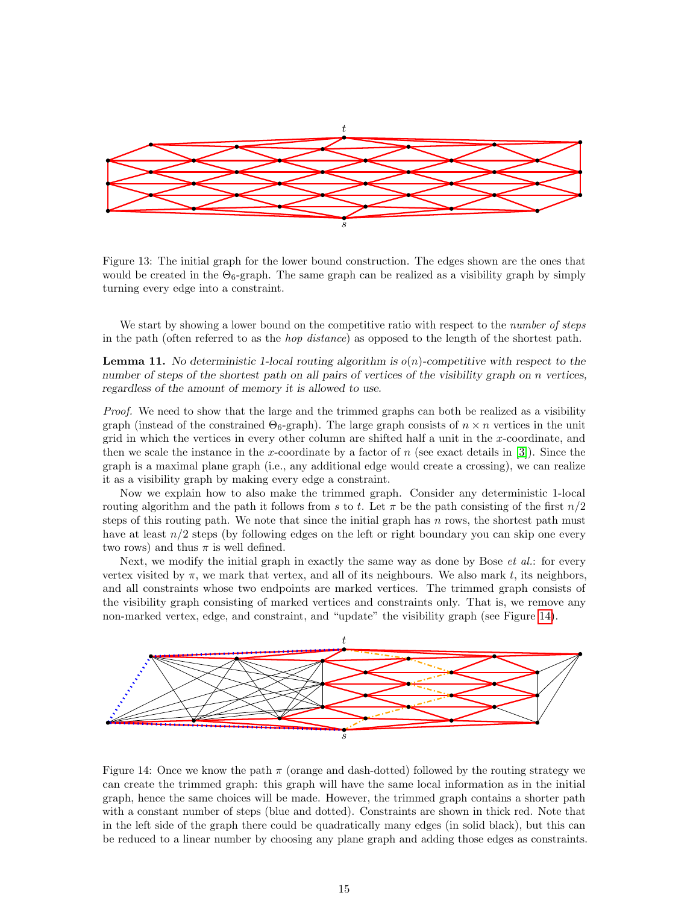Figure 13: The initial graph for the lower bound construction. The edges shown are the ones that would be created in the $\Theta_6$-graph. The same graph can be realized as a visibility graph by simply turning every edge into a constraint.

We start by showing a lower bound on the competitive ratio with respect to the *number of steps* in the path (often referred to as the *hop distance*) as opposed to the length of the shortest path.

**Lemma 11.** *No deterministic 1-local routing algorithm is $o(n)$-competitive with respect to the number of steps of the shortest path on all pairs of vertices of the visibility graph on $n$ vertices, regardless of the amount of memory it is allowed to use.*

*Proof.* We need to show that the large and the trimmed graphs can both be realized as a visibility graph (instead of the constrained $\Theta_6$-graph). The large graph consists of $n \times n$ vertices in the unit grid in which the vertices in every other column are shifted half a unit in the $x$-coordinate, and then we scale the instance in the $x$-coordinate by a factor of $n$ (see exact details in [3]). Since the graph is a maximal plane graph (i.e., any additional edge would create a crossing), we can realize it as a visibility graph by making every edge a constraint.

Now we explain how to also make the trimmed graph. Consider any deterministic 1-local routing algorithm and the path it follows from $s$ to $t$. Let $\pi$ be the path consisting of the first $n/2$ steps of this routing path. We note that since the initial graph has $n$ rows, the shortest path must have at least $n/2$ steps (by following edges on the left or right boundary you can skip one every two rows) and thus $\pi$ is well defined.

Next, we modify the initial graph in exactly the same way as done by Bose *et al.*: for every vertex visited by $\pi$, we mark that vertex, and all of its neighbours. We also mark $t$, its neighbors, and all constraints whose two endpoints are marked vertices. The trimmed graph consists of the visibility graph consisting of marked vertices and constraints only. That is, we remove any non-marked vertex, edge, and constraint, and "update" the visibility graph (see Figure 14).

Figure 14: Once we know the path $\pi$ (orange and dash-dotted) followed by the routing strategy we can create the trimmed graph: this graph will have the same local information as in the initial graph, hence the same choices will be made. However, the trimmed graph contains a shorter path with a constant number of steps (blue and dotted). Constraints are shown in thick red. Note that in the left side of the graph there could be quadratically many edges (in solid black), but this can be reduced to a linear number by choosing any plane graph and adding those edges as constraints.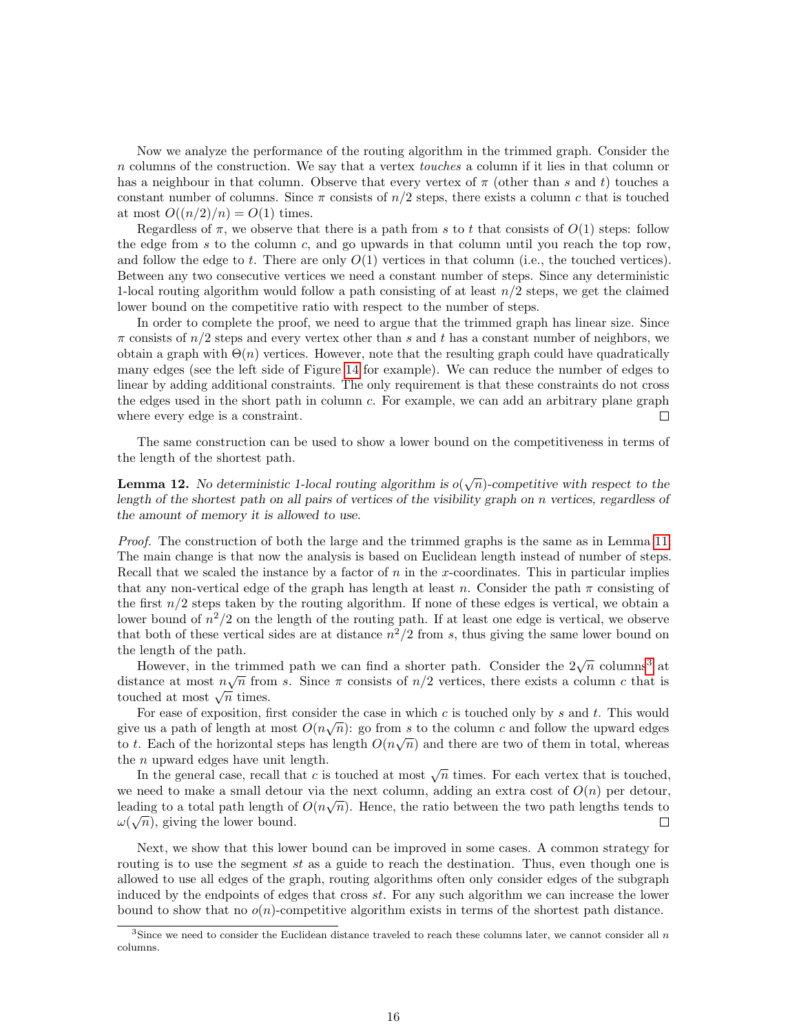Now we analyze the performance of the routing algorithm in the trimmed graph. Consider the $n$ columns of the construction. We say that a vertex *touches* a column if it lies in that column or has a neighbour in that column. Observe that every vertex of $\pi$ (other than $s$ and $t$) touches a constant number of columns. Since $\pi$ consists of $n/2$ steps, there exists a column $c$ that is touched at most $O((n/2)/n) = O(1)$ times.

Regardless of $\pi$, we observe that there is a path from $s$ to $t$ that consists of $O(1)$ steps: follow the edge from $s$ to the column $c$, and go upwards in that column until you reach the top row, and follow the edge to $t$. There are only $O(1)$ vertices in that column (i.e., the touched vertices). Between any two consecutive vertices we need a constant number of steps. Since any deterministic 1-local routing algorithm would follow a path consisting of at least $n/2$ steps, we get the claimed lower bound on the competitive ratio with respect to the number of steps.

In order to complete the proof, we need to argue that the trimmed graph has linear size. Since $\pi$ consists of $n/2$ steps and every vertex other than $s$ and $t$ has a constant number of neighbors, we obtain a graph with $\Theta(n)$ vertices. However, note that the resulting graph could have quadratically many edges (see the left side of Figure 14 for example). We can reduce the number of edges to linear by adding additional constraints. The only requirement is that these constraints do not cross the edges used in the short path in column $c$. For example, we can add an arbitrary plane graph where every edge is a constraint. ◻

The same construction can be used to show a lower bound on the competitiveness in terms of the length of the shortest path.

**Lemma 12.** *No deterministic 1-local routing algorithm is $o(\sqrt{n})$-competitive with respect to the length of the shortest path on all pairs of vertices of the visibility graph on $n$ vertices, regardless of the amount of memory it is allowed to use.*

*Proof.* The construction of both the large and the trimmed graphs is the same as in Lemma 11. The main change is that now the analysis is based on Euclidean length instead of number of steps. Recall that we scaled the instance by a factor of $n$ in the $x$-coordinates. This in particular implies that any non-vertical edge of the graph has length at least $n$. Consider the path $\pi$ consisting of the first $n/2$ steps taken by the routing algorithm. If none of these edges is vertical, we obtain a lower bound of $n^2/2$ on the length of the routing path. If at least one edge is vertical, we observe that both of these vertical sides are at distance $n^2/2$ from $s$, thus giving the same lower bound on the length of the path.

However, in the trimmed path we can find a shorter path. Consider the $2\sqrt{n}$ columns[3] at distance at most $n\sqrt{n}$ from $s$. Since $\pi$ consists of $n/2$ vertices, there exists a column $c$ that is touched at most $\sqrt{n}$ times.

For ease of exposition, first consider the case in which $c$ is touched only by $s$ and $t$. This would give us a path of length at most $O(n\sqrt{n})$: go from $s$ to the column $c$ and follow the upward edges to $t$. Each of the horizontal steps has length $O(n\sqrt{n})$ and there are two of them in total, whereas the $n$ upward edges have unit length.

In the general case, recall that $c$ is touched at most $\sqrt{n}$ times. For each vertex that is touched, we need to make a small detour via the next column, adding an extra cost of $O(n)$ per detour, leading to a total path length of $O(n\sqrt{n})$. Hence, the ratio between the two path lengths tends to $\omega(\sqrt{n})$, giving the lower bound. ◻

Next, we show that this lower bound can be improved in some cases. A common strategy for routing is to use the segment $st$ as a guide to reach the destination. Thus, even though one is allowed to use all edges of the graph, routing algorithms often only consider edges of the subgraph induced by the endpoints of edges that cross $st$. For any such algorithm we can increase the lower bound to show that no $o(n)$-competitive algorithm exists in terms of the shortest path distance.

[3] Since we need to consider the Euclidean distance traveled to reach these columns later, we cannot consider all $n$ columns.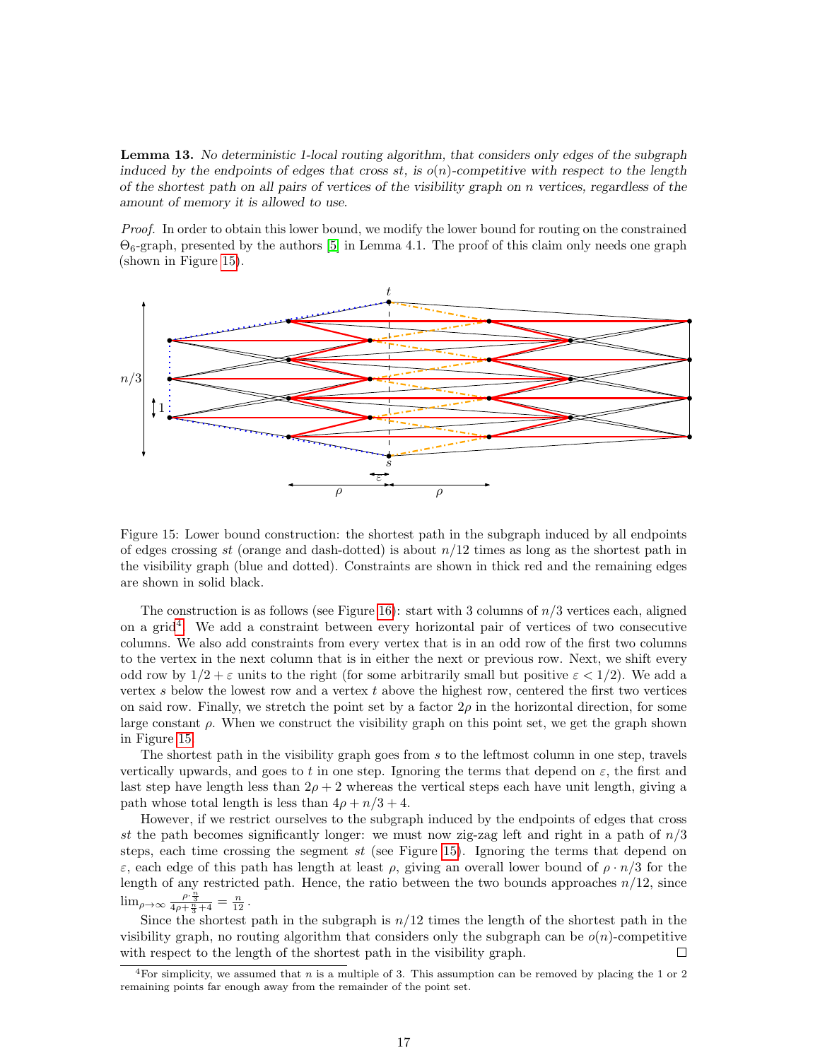**Lemma 13.** *No deterministic 1-local routing algorithm, that considers only edges of the subgraph induced by the endpoints of edges that cross st, is o(n)-competitive with respect to the length of the shortest path on all pairs of vertices of the visibility graph on n vertices, regardless of the amount of memory it is allowed to use.*

*Proof.* In order to obtain this lower bound, we modify the lower bound for routing on the constrained $\Theta_6$-graph, presented by the authors [5] in Lemma 4.1. The proof of this claim only needs one graph (shown in Figure 15).

Figure 15: Lower bound construction: the shortest path in the subgraph induced by all endpoints of edges crossing $st$ (orange and dash-dotted) is about $n/12$ times as long as the shortest path in the visibility graph (blue and dotted). Constraints are shown in thick red and the remaining edges are shown in solid black.

The construction is as follows (see Figure 16): start with 3 columns of $n/3$ vertices each, aligned on a grid[4]. We add a constraint between every horizontal pair of vertices of two consecutive columns. We also add constraints from every vertex that is in an odd row of the first two columns to the vertex in the next column that is in either the next or previous row. Next, we shift every odd row by $1/2 + \varepsilon$ units to the right (for some arbitrarily small but positive $\varepsilon < 1/2$). We add a vertex $s$ below the lowest row and a vertex $t$ above the highest row, centered the first two vertices on said row. Finally, we stretch the point set by a factor $2\rho$ in the horizontal direction, for some large constant $\rho$. When we construct the visibility graph on this point set, we get the graph shown in Figure 15.

The shortest path in the visibility graph goes from $s$ to the leftmost column in one step, travels vertically upwards, and goes to $t$ in one step. Ignoring the terms that depend on $\varepsilon$, the first and last step have length less than $2\rho + 2$ whereas the vertical steps each have unit length, giving a path whose total length is less than $4\rho + n/3 + 4$.

However, if we restrict ourselves to the subgraph induced by the endpoints of edges that cross $st$ the path becomes significantly longer: we must now zig-zag left and right in a path of $n/3$ steps, each time crossing the segment $st$ (see Figure 15). Ignoring the terms that depend on $\varepsilon$, each edge of this path has length at least $\rho$, giving an overall lower bound of $\rho \cdot n/3$ for the length of any restricted path. Hence, the ratio between the two bounds approaches $n/12$, since $\lim_{\rho \to \infty} \frac{\rho \cdot \frac{n}{3}}{4\rho + \frac{n}{3} + 4} = \frac{n}{12}$.

Since the shortest path in the subgraph is $n/12$ times the length of the shortest path in the visibility graph, no routing algorithm that considers only the subgraph can be $o(n)$-competitive with respect to the length of the shortest path in the visibility graph. □

[4] For simplicity, we assumed that $n$ is a multiple of 3. This assumption can be removed by placing the 1 or 2 remaining points far enough away from the remainder of the point set.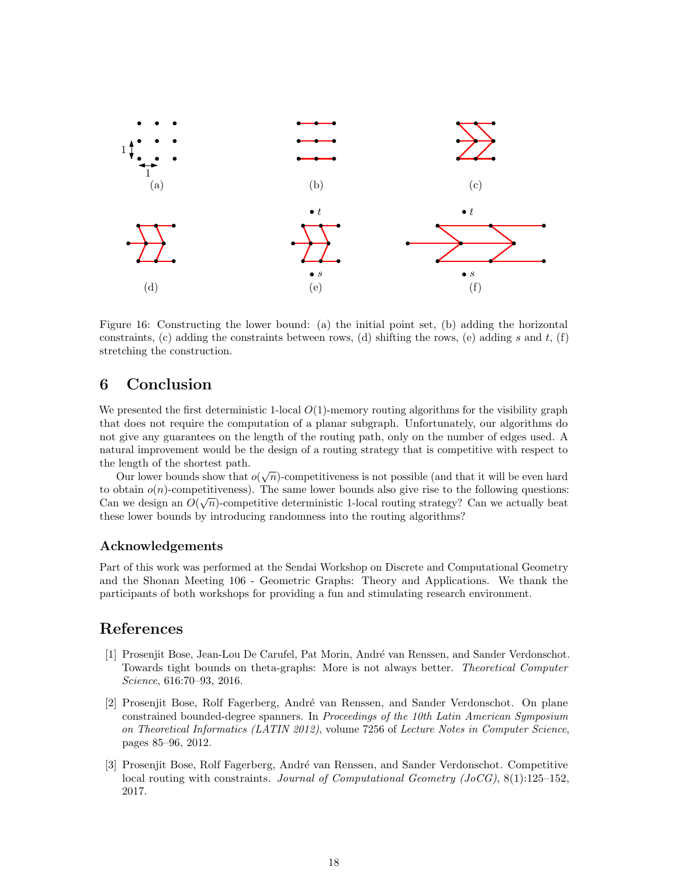Figure 16: Constructing the lower bound: (a) the initial point set, (b) adding the horizontal constraints, (c) adding the constraints between rows, (d) shifting the rows, (e) adding $s$ and $t$, (f) stretching the construction.

## 6 Conclusion

We presented the first deterministic 1-local $O(1)$-memory routing algorithms for the visibility graph that does not require the computation of a planar subgraph. Unfortunately, our algorithms do not give any guarantees on the length of the routing path, only on the number of edges used. A natural improvement would be the design of a routing strategy that is competitive with respect to the length of the shortest path.

Our lower bounds show that $o(\sqrt{n})$-competitiveness is not possible (and that it will be even hard to obtain $o(n)$-competitiveness). The same lower bounds also give rise to the following questions: Can we design an $O(\sqrt{n})$-competitive deterministic 1-local routing strategy? Can we actually beat these lower bounds by introducing randomness into the routing algorithms?

### Acknowledgements

Part of this work was performed at the Sendai Workshop on Discrete and Computational Geometry and the Shonan Meeting 106 - Geometric Graphs: Theory and Applications. We thank the participants of both workshops for providing a fun and stimulating research environment.

## References

[1] Prosenjit Bose, Jean-Lou De Carufel, Pat Morin, André van Renssen, and Sander Verdonschot. Towards tight bounds on theta-graphs: More is not always better. *Theoretical Computer Science*, 616:70–93, 2016.

[2] Prosenjit Bose, Rolf Fagerberg, André van Renssen, and Sander Verdonschot. On plane constrained bounded-degree spanners. In *Proceedings of the 10th Latin American Symposium on Theoretical Informatics (LATIN 2012)*, volume 7256 of *Lecture Notes in Computer Science*, pages 85–96, 2012.

[3] Prosenjit Bose, Rolf Fagerberg, André van Renssen, and Sander Verdonschot. Competitive local routing with constraints. *Journal of Computational Geometry (JoCG)*, 8(1):125–152, 2017.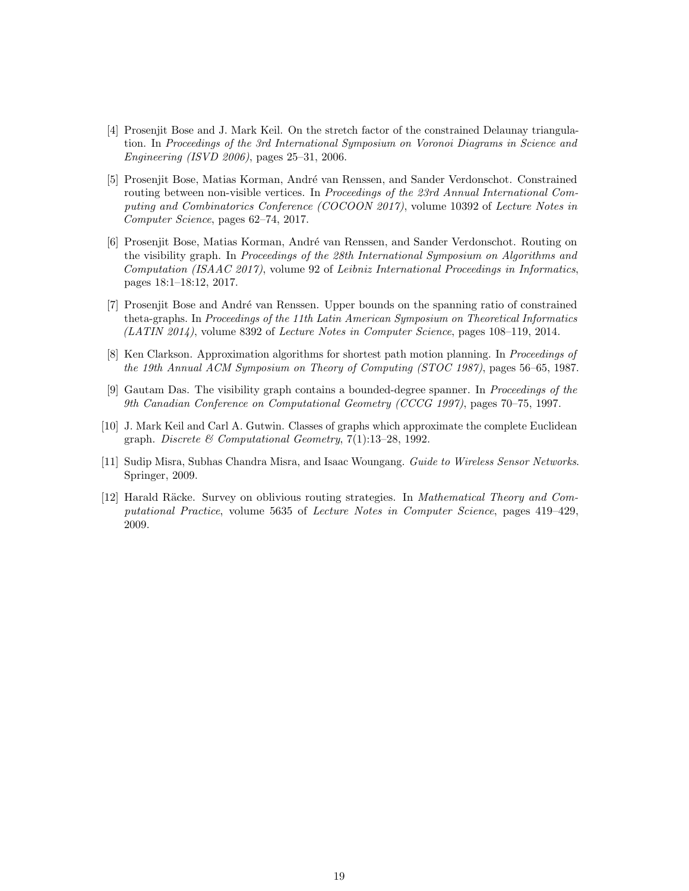[4] Prosenjit Bose and J. Mark Keil. On the stretch factor of the constrained Delaunay triangulation. In *Proceedings of the 3rd International Symposium on Voronoi Diagrams in Science and Engineering (ISVD 2006)*, pages 25–31, 2006.

[5] Prosenjit Bose, Matias Korman, André van Renssen, and Sander Verdonschot. Constrained routing between non-visible vertices. In *Proceedings of the 23rd Annual International Computing and Combinatorics Conference (COCOON 2017)*, volume 10392 of *Lecture Notes in Computer Science*, pages 62–74, 2017.

[6] Prosenjit Bose, Matias Korman, André van Renssen, and Sander Verdonschot. Routing on the visibility graph. In *Proceedings of the 28th International Symposium on Algorithms and Computation (ISAAC 2017)*, volume 92 of *Leibniz International Proceedings in Informatics*, pages 18:1–18:12, 2017.

[7] Prosenjit Bose and André van Renssen. Upper bounds on the spanning ratio of constrained theta-graphs. In *Proceedings of the 11th Latin American Symposium on Theoretical Informatics (LATIN 2014)*, volume 8392 of *Lecture Notes in Computer Science*, pages 108–119, 2014.

[8] Ken Clarkson. Approximation algorithms for shortest path motion planning. In *Proceedings of the 19th Annual ACM Symposium on Theory of Computing (STOC 1987)*, pages 56–65, 1987.

[9] Gautam Das. The visibility graph contains a bounded-degree spanner. In *Proceedings of the 9th Canadian Conference on Computational Geometry (CCCG 1997)*, pages 70–75, 1997.

[10] J. Mark Keil and Carl A. Gutwin. Classes of graphs which approximate the complete Euclidean graph. *Discrete & Computational Geometry*, 7(1):13–28, 1992.

[11] Sudip Misra, Subhas Chandra Misra, and Isaac Woungang. *Guide to Wireless Sensor Networks*. Springer, 2009.

[12] Harald Räcke. Survey on oblivious routing strategies. In *Mathematical Theory and Computational Practice*, volume 5635 of *Lecture Notes in Computer Science*, pages 419–429, 2009.